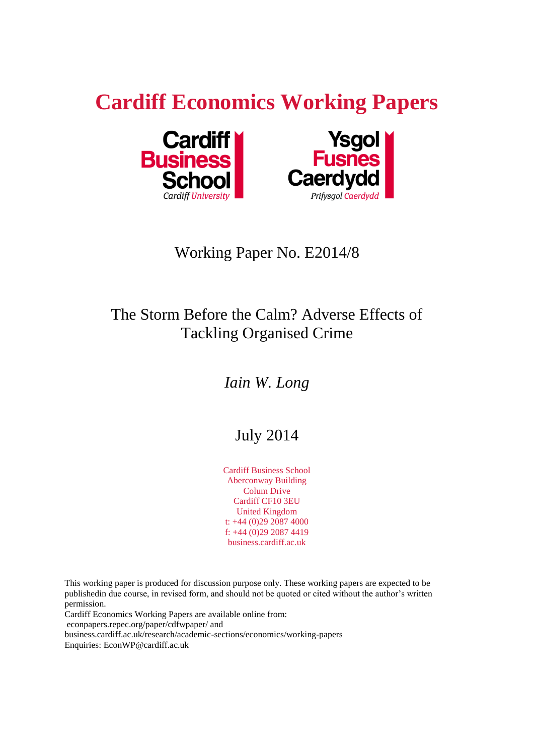# Cardiff Economics Working Papers

Cardiff Business School
Cardiff University

Ysgol Fusnes Caerdydd
Prifysgol Caerdydd

Working Paper No. E2014/8

## The Storm Before the Calm? Adverse Effects of Tackling Organised Crime

*Iain W. Long*

July 2014

Cardiff Business School
Aberconway Building
Colum Drive
Cardiff CF10 3EU
United Kingdom
t: +44 (0)29 2087 4000
f: +44 (0)29 2087 4419
business.cardiff.ac.uk

This working paper is produced for discussion purpose only. These working papers are expected to be publishedin due course, in revised form, and should not be quoted or cited without the author's written permission.
Cardiff Economics Working Papers are available online from:
econpapers.repec.org/paper/cdfwpaper/ and
business.cardiff.ac.uk/research/academic-sections/economics/working-papers
Enquiries: EconWP@cardiff.ac.uk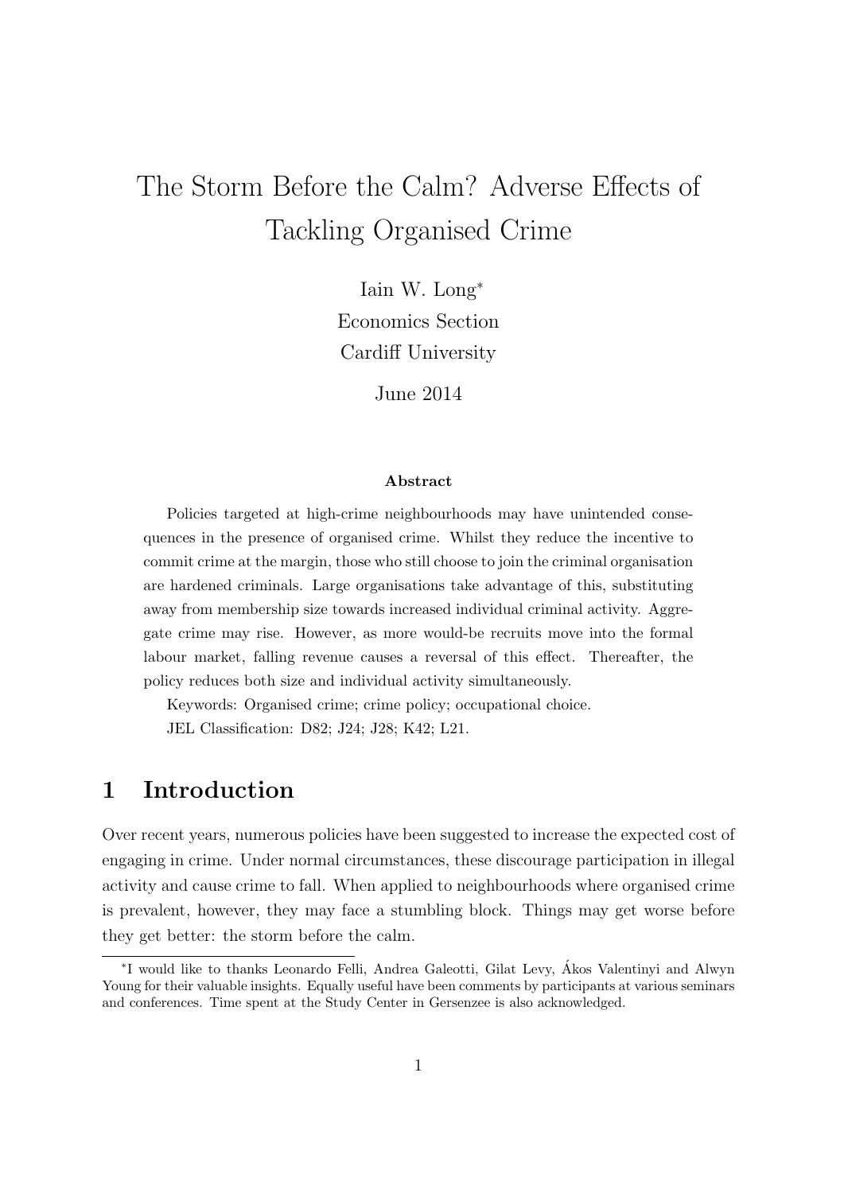# The Storm Before the Calm? Adverse Effects of Tackling Organised Crime

Iain W. Long[*]

Economics Section

Cardiff University

June 2014

### Abstract

Policies targeted at high-crime neighbourhoods may have unintended consequences in the presence of organised crime. Whilst they reduce the incentive to commit crime at the margin, those who still choose to join the criminal organisation are hardened criminals. Large organisations take advantage of this, substituting away from membership size towards increased individual criminal activity. Aggregate crime may rise. However, as more would-be recruits move into the formal labour market, falling revenue causes a reversal of this effect. Thereafter, the policy reduces both size and individual activity simultaneously.

Keywords: Organised crime; crime policy; occupational choice.

JEL Classification: D82; J24; J28; K42; L21.

## 1 Introduction

Over recent years, numerous policies have been suggested to increase the expected cost of engaging in crime. Under normal circumstances, these discourage participation in illegal activity and cause crime to fall. When applied to neighbourhoods where organised crime is prevalent, however, they may face a stumbling block. Things may get worse before they get better: the storm before the calm.

[*]I would like to thanks Leonardo Felli, Andrea Galeotti, Gilat Levy, Ákos Valentinyi and Alwyn Young for their valuable insights. Equally useful have been comments by participants at various seminars and conferences. Time spent at the Study Center in Gersenzee is also acknowledged.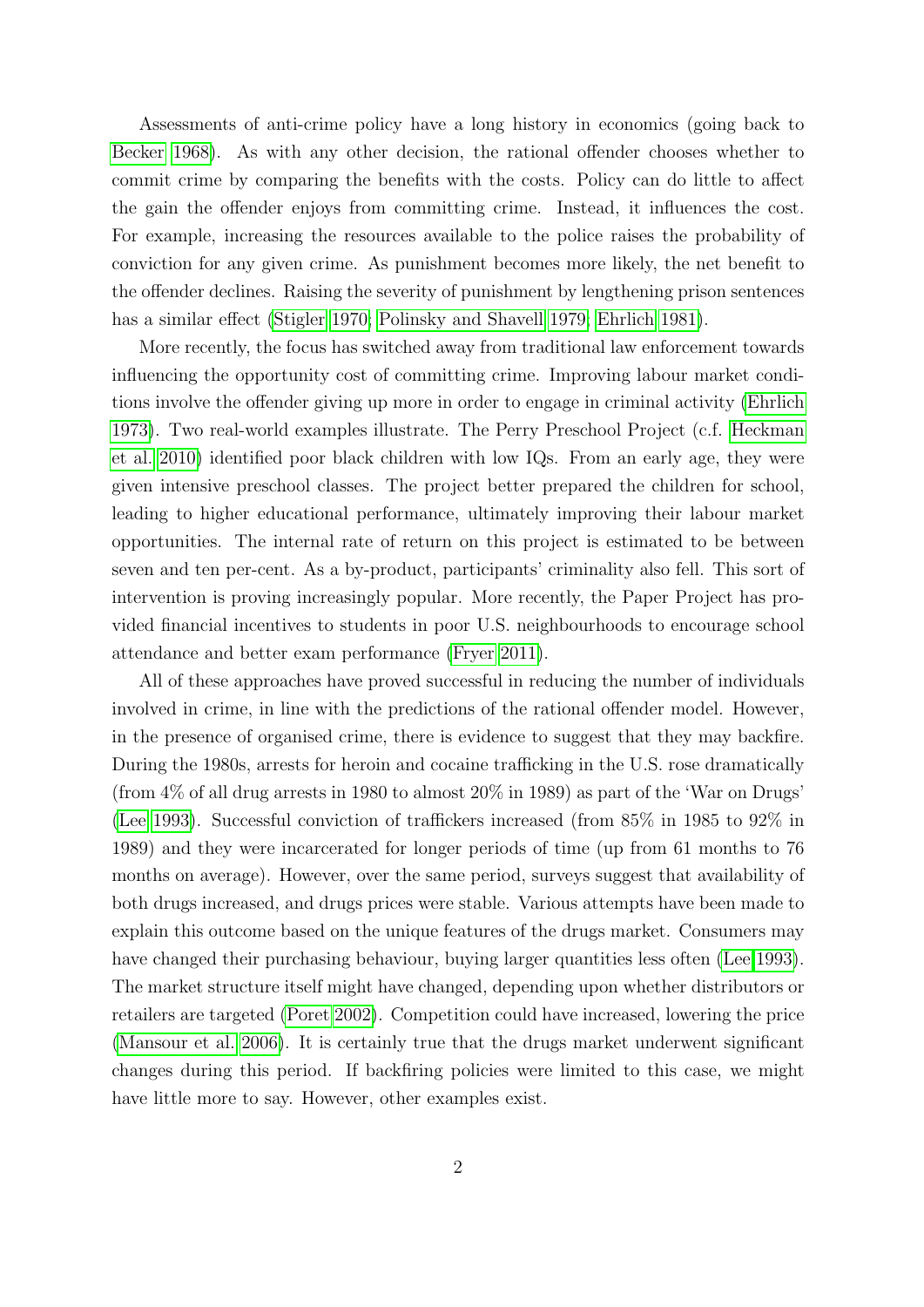Assessments of anti-crime policy have a long history in economics (going back to Becker 1968). As with any other decision, the rational offender chooses whether to commit crime by comparing the benefits with the costs. Policy can do little to affect the gain the offender enjoys from committing crime. Instead, it influences the cost. For example, increasing the resources available to the police raises the probability of conviction for any given crime. As punishment becomes more likely, the net benefit to the offender declines. Raising the severity of punishment by lengthening prison sentences has a similar effect (Stigler 1970; Polinsky and Shavell 1979; Ehrlich 1981).

More recently, the focus has switched away from traditional law enforcement towards influencing the opportunity cost of committing crime. Improving labour market conditions involve the offender giving up more in order to engage in criminal activity (Ehrlich 1973). Two real-world examples illustrate. The Perry Preschool Project (c.f. Heckman et al. 2010) identified poor black children with low IQs. From an early age, they were given intensive preschool classes. The project better prepared the children for school, leading to higher educational performance, ultimately improving their labour market opportunities. The internal rate of return on this project is estimated to be between seven and ten per-cent. As a by-product, participants' criminality also fell. This sort of intervention is proving increasingly popular. More recently, the Paper Project has provided financial incentives to students in poor U.S. neighbourhoods to encourage school attendance and better exam performance (Fryer 2011).

All of these approaches have proved successful in reducing the number of individuals involved in crime, in line with the predictions of the rational offender model. However, in the presence of organised crime, there is evidence to suggest that they may backfire. During the 1980s, arrests for heroin and cocaine trafficking in the U.S. rose dramatically (from 4% of all drug arrests in 1980 to almost 20% in 1989) as part of the 'War on Drugs' (Lee 1993). Successful conviction of traffickers increased (from 85% in 1985 to 92% in 1989) and they were incarcerated for longer periods of time (up from 61 months to 76 months on average). However, over the same period, surveys suggest that availability of both drugs increased, and drugs prices were stable. Various attempts have been made to explain this outcome based on the unique features of the drugs market. Consumers may have changed their purchasing behaviour, buying larger quantities less often (Lee 1993). The market structure itself might have changed, depending upon whether distributors or retailers are targeted (Poret 2002). Competition could have increased, lowering the price (Mansour et al. 2006). It is certainly true that the drugs market underwent significant changes during this period. If backfiring policies were limited to this case, we might have little more to say. However, other examples exist.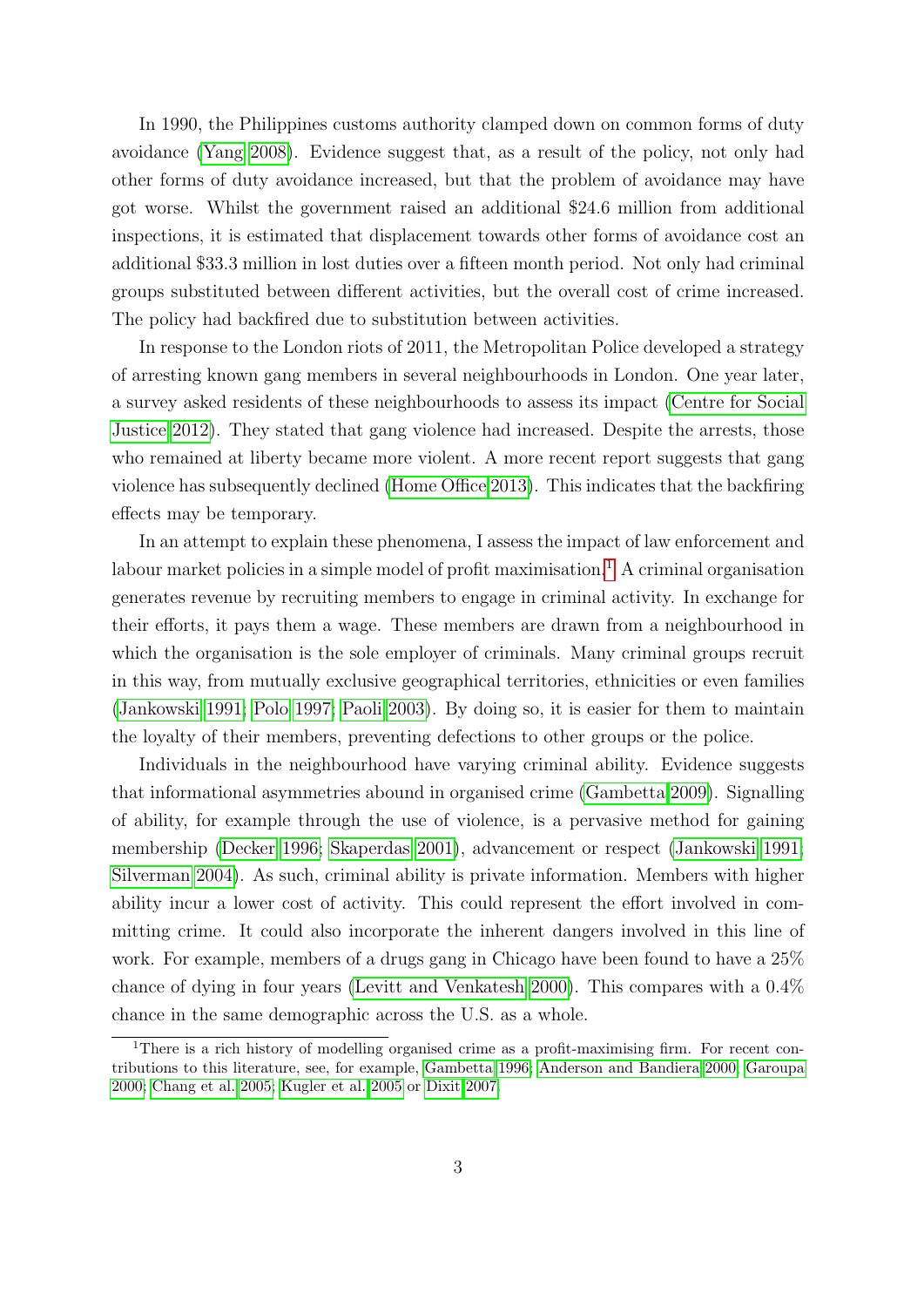In 1990, the Philippines customs authority clamped down on common forms of duty avoidance (Yang 2008). Evidence suggest that, as a result of the policy, not only had other forms of duty avoidance increased, but that the problem of avoidance may have got worse. Whilst the government raised an additional \$24.6 million from additional inspections, it is estimated that displacement towards other forms of avoidance cost an additional \$33.3 million in lost duties over a fifteen month period. Not only had criminal groups substituted between different activities, but the overall cost of crime increased. The policy had backfired due to substitution between activities.

In response to the London riots of 2011, the Metropolitan Police developed a strategy of arresting known gang members in several neighbourhoods in London. One year later, a survey asked residents of these neighbourhoods to assess its impact (Centre for Social Justice 2012). They stated that gang violence had increased. Despite the arrests, those who remained at liberty became more violent. A more recent report suggests that gang violence has subsequently declined (Home Office 2013). This indicates that the backfiring effects may be temporary.

In an attempt to explain these phenomena, I assess the impact of law enforcement and labour market policies in a simple model of profit maximisation.[1] A criminal organisation generates revenue by recruiting members to engage in criminal activity. In exchange for their efforts, it pays them a wage. These members are drawn from a neighbourhood in which the organisation is the sole employer of criminals. Many criminal groups recruit in this way, from mutually exclusive geographical territories, ethnicities or even families (Jankowski 1991; Polo 1997; Paoli 2003). By doing so, it is easier for them to maintain the loyalty of their members, preventing defections to other groups or the police.

Individuals in the neighbourhood have varying criminal ability. Evidence suggests that informational asymmetries abound in organised crime (Gambetta 2009). Signalling of ability, for example through the use of violence, is a pervasive method for gaining membership (Decker 1996; Skaperdas 2001), advancement or respect (Jankowski 1991; Silverman 2004). As such, criminal ability is private information. Members with higher ability incur a lower cost of activity. This could represent the effort involved in committing crime. It could also incorporate the inherent dangers involved in this line of work. For example, members of a drugs gang in Chicago have been found to have a 25% chance of dying in four years (Levitt and Venkatesh 2000). This compares with a 0.4% chance in the same demographic across the U.S. as a whole.

[1] There is a rich history of modelling organised crime as a profit-maximising firm. For recent contributions to this literature, see, for example, Gambetta 1996; Anderson and Bandiera 2000; Garoupa 2000; Chang et al. 2005; Kugler et al. 2005 or Dixit 2007.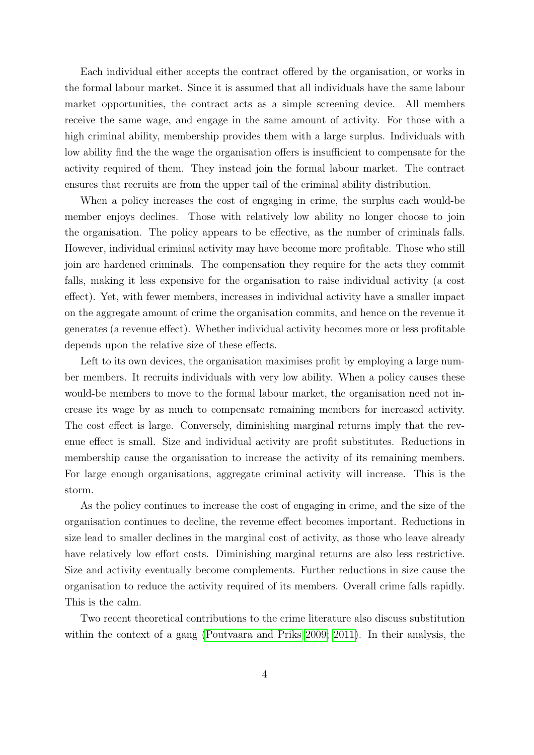Each individual either accepts the contract offered by the organisation, or works in the formal labour market. Since it is assumed that all individuals have the same labour market opportunities, the contract acts as a simple screening device. All members receive the same wage, and engage in the same amount of activity. For those with a high criminal ability, membership provides them with a large surplus. Individuals with low ability find the the wage the organisation offers is insufficient to compensate for the activity required of them. They instead join the formal labour market. The contract ensures that recruits are from the upper tail of the criminal ability distribution.

When a policy increases the cost of engaging in crime, the surplus each would-be member enjoys declines. Those with relatively low ability no longer choose to join the organisation. The policy appears to be effective, as the number of criminals falls. However, individual criminal activity may have become more profitable. Those who still join are hardened criminals. The compensation they require for the acts they commit falls, making it less expensive for the organisation to raise individual activity (a cost effect). Yet, with fewer members, increases in individual activity have a smaller impact on the aggregate amount of crime the organisation commits, and hence on the revenue it generates (a revenue effect). Whether individual activity becomes more or less profitable depends upon the relative size of these effects.

Left to its own devices, the organisation maximises profit by employing a large number members. It recruits individuals with very low ability. When a policy causes these would-be members to move to the formal labour market, the organisation need not increase its wage by as much to compensate remaining members for increased activity. The cost effect is large. Conversely, diminishing marginal returns imply that the revenue effect is small. Size and individual activity are profit substitutes. Reductions in membership cause the organisation to increase the activity of its remaining members. For large enough organisations, aggregate criminal activity will increase. This is the storm.

As the policy continues to increase the cost of engaging in crime, and the size of the organisation continues to decline, the revenue effect becomes important. Reductions in size lead to smaller declines in the marginal cost of activity, as those who leave already have relatively low effort costs. Diminishing marginal returns are also less restrictive. Size and activity eventually become complements. Further reductions in size cause the organisation to reduce the activity required of its members. Overall crime falls rapidly. This is the calm.

Two recent theoretical contributions to the crime literature also discuss substitution within the context of a gang (Poutvaara and Priks 2009; 2011). In their analysis, the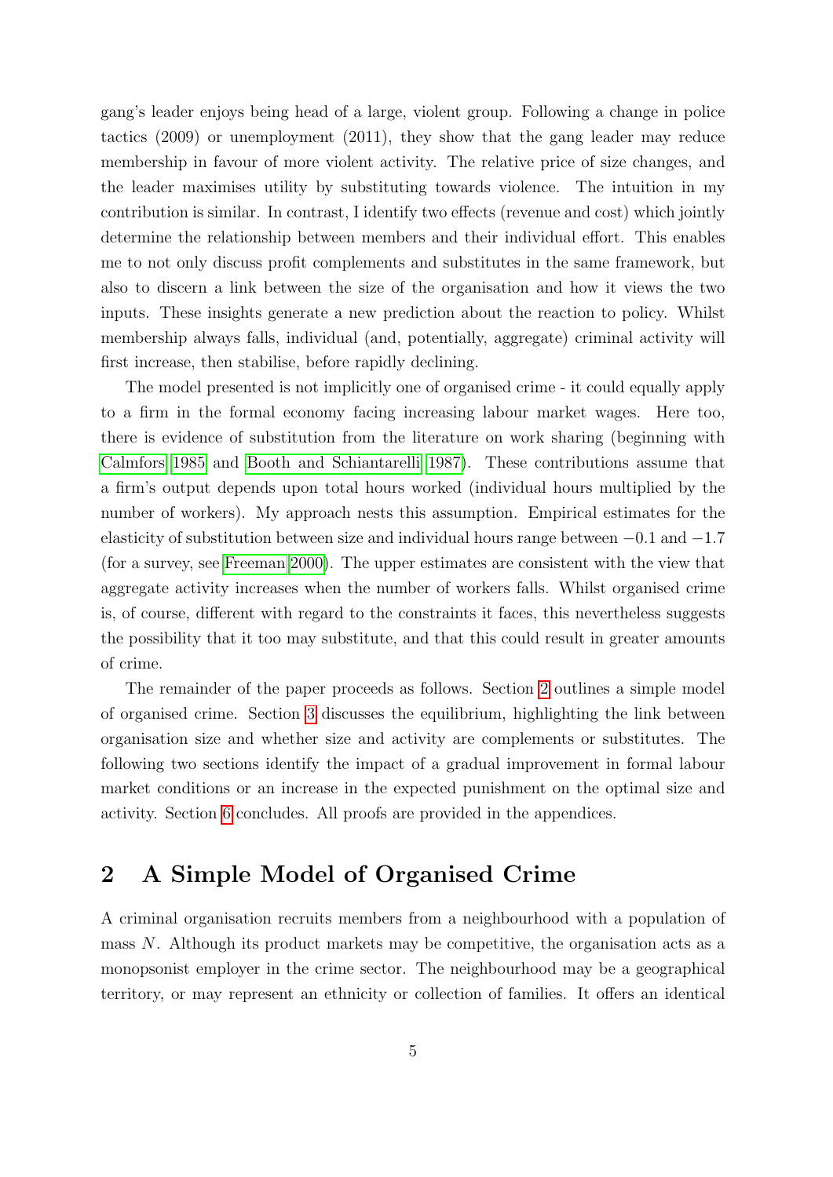gang's leader enjoys being head of a large, violent group. Following a change in police tactics (2009) or unemployment (2011), they show that the gang leader may reduce membership in favour of more violent activity. The relative price of size changes, and the leader maximises utility by substituting towards violence. The intuition in my contribution is similar. In contrast, I identify two effects (revenue and cost) which jointly determine the relationship between members and their individual effort. This enables me to not only discuss profit complements and substitutes in the same framework, but also to discern a link between the size of the organisation and how it views the two inputs. These insights generate a new prediction about the reaction to policy. Whilst membership always falls, individual (and, potentially, aggregate) criminal activity will first increase, then stabilise, before rapidly declining.

The model presented is not implicitly one of organised crime - it could equally apply to a firm in the formal economy facing increasing labour market wages. Here too, there is evidence of substitution from the literature on work sharing (beginning with Calmfors 1985 and Booth and Schiantarelli 1987). These contributions assume that a firm's output depends upon total hours worked (individual hours multiplied by the number of workers). My approach nests this assumption. Empirical estimates for the elasticity of substitution between size and individual hours range between $-0.1$ and $-1.7$ (for a survey, see Freeman 2000). The upper estimates are consistent with the view that aggregate activity increases when the number of workers falls. Whilst organised crime is, of course, different with regard to the constraints it faces, this nevertheless suggests the possibility that it too may substitute, and that this could result in greater amounts of crime.

The remainder of the paper proceeds as follows. Section 2 outlines a simple model of organised crime. Section 3 discusses the equilibrium, highlighting the link between organisation size and whether size and activity are complements or substitutes. The following two sections identify the impact of a gradual improvement in formal labour market conditions or an increase in the expected punishment on the optimal size and activity. Section 6 concludes. All proofs are provided in the appendices.

## 2 A Simple Model of Organised Crime

A criminal organisation recruits members from a neighbourhood with a population of mass $N$. Although its product markets may be competitive, the organisation acts as a monopsonist employer in the crime sector. The neighbourhood may be a geographical territory, or may represent an ethnicity or collection of families. It offers an identical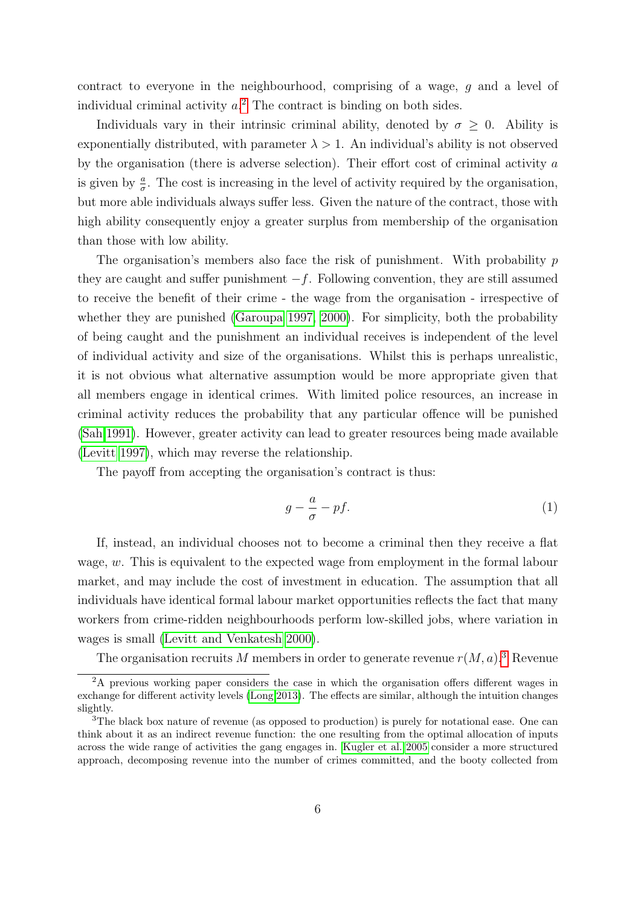contract to everyone in the neighbourhood, comprising of a wage, $g$ and a level of individual criminal activity $a$.[2] The contract is binding on both sides.

Individuals vary in their intrinsic criminal ability, denoted by $\sigma \geq 0$. Ability is exponentially distributed, with parameter $\lambda > 1$. An individual's ability is not observed by the organisation (there is adverse selection). Their effort cost of criminal activity $a$ is given by $\frac{a}{\sigma}$. The cost is increasing in the level of activity required by the organisation, but more able individuals always suffer less. Given the nature of the contract, those with high ability consequently enjoy a greater surplus from membership of the organisation than those with low ability.

The organisation's members also face the risk of punishment. With probability $p$ they are caught and suffer punishment $-f$. Following convention, they are still assumed to receive the benefit of their crime - the wage from the organisation - irrespective of whether they are punished (Garoupa 1997, 2000). For simplicity, both the probability of being caught and the punishment an individual receives is independent of the level of individual activity and size of the organisations. Whilst this is perhaps unrealistic, it is not obvious what alternative assumption would be more appropriate given that all members engage in identical crimes. With limited police resources, an increase in criminal activity reduces the probability that any particular offence will be punished (Sah 1991). However, greater activity can lead to greater resources being made available (Levitt 1997), which may reverse the relationship.

The payoff from accepting the organisation's contract is thus:

$$g - \frac{a}{\sigma} - pf. \tag{1}$$

If, instead, an individual chooses not to become a criminal then they receive a flat wage, $w$. This is equivalent to the expected wage from employment in the formal labour market, and may include the cost of investment in education. The assumption that all individuals have identical formal labour market opportunities reflects the fact that many workers from crime-ridden neighbourhoods perform low-skilled jobs, where variation in wages is small (Levitt and Venkatesh 2000).

The organisation recruits $M$ members in order to generate revenue $r(M, a)$.[3] Revenue

[2] A previous working paper considers the case in which the organisation offers different wages in exchange for different activity levels (Long 2013). The effects are similar, although the intuition changes slightly.

[3] The black box nature of revenue (as opposed to production) is purely for notational ease. One can think about it as an indirect revenue function: the one resulting from the optimal allocation of inputs across the wide range of activities the gang engages in. Kugler et al. 2005 consider a more structured approach, decomposing revenue into the number of crimes committed, and the booty collected from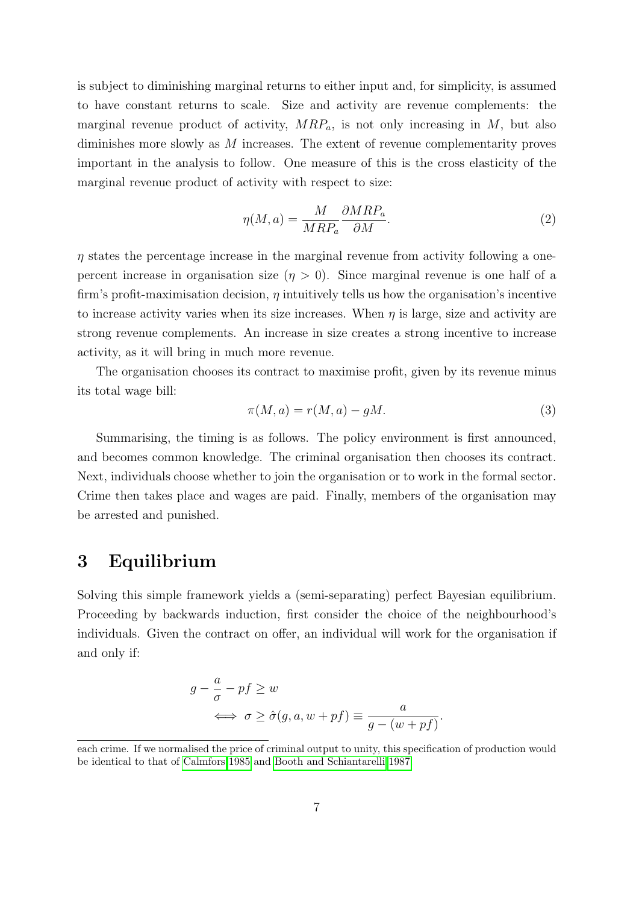is subject to diminishing marginal returns to either input and, for simplicity, is assumed to have constant returns to scale. Size and activity are revenue complements: the marginal revenue product of activity, $MRP_a$, is not only increasing in $M$, but also diminishes more slowly as $M$ increases. The extent of revenue complementarity proves important in the analysis to follow. One measure of this is the cross elasticity of the marginal revenue product of activity with respect to size:

$$\eta(M, a) = \frac{M}{MRP_a} \frac{\partial MRP_a}{\partial M}. \tag{2}$$

$\eta$ states the percentage increase in the marginal revenue from activity following a one-percent increase in organisation size ($\eta > 0$). Since marginal revenue is one half of a firm's profit-maximisation decision, $\eta$ intuitively tells us how the organisation's incentive to increase activity varies when its size increases. When $\eta$ is large, size and activity are strong revenue complements. An increase in size creates a strong incentive to increase activity, as it will bring in much more revenue.

The organisation chooses its contract to maximise profit, given by its revenue minus its total wage bill:

$$\pi(M, a) = r(M, a) - gM. \tag{3}$$

Summarising, the timing is as follows. The policy environment is first announced, and becomes common knowledge. The criminal organisation then chooses its contract. Next, individuals choose whether to join the organisation or to work in the formal sector. Crime then takes place and wages are paid. Finally, members of the organisation may be arrested and punished.

# 3 Equilibrium

Solving this simple framework yields a (semi-separating) perfect Bayesian equilibrium. Proceeding by backwards induction, first consider the choice of the neighbourhood's individuals. Given the contract on offer, an individual will work for the organisation if and only if:

$$\begin{aligned} g - \frac{a}{\sigma} - pf &\geq w \\ &\iff \sigma \geq \hat{\sigma}(g, a, w + pf) \equiv \frac{a}{g - (w + pf)}. \end{aligned}$$

each crime. If we normalised the price of criminal output to unity, this specification of production would be identical to that of Calmfors 1985 and Booth and Schiantarelli 1987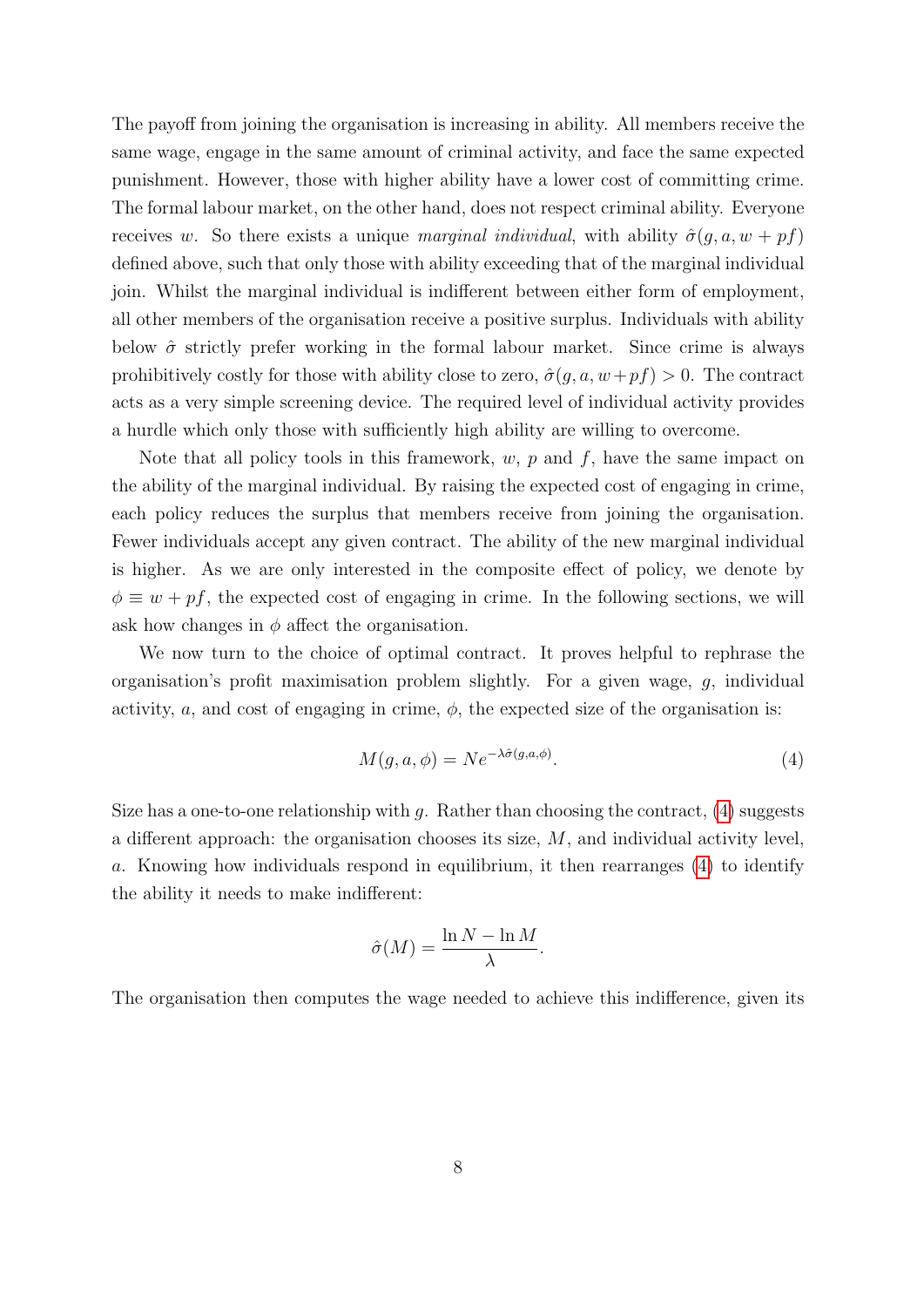The payoff from joining the organisation is increasing in ability. All members receive the same wage, engage in the same amount of criminal activity, and face the same expected punishment. However, those with higher ability have a lower cost of committing crime. The formal labour market, on the other hand, does not respect criminal ability. Everyone receives $w$. So there exists a unique *marginal individual*, with ability $\hat{\sigma}(g, a, w + pf)$ defined above, such that only those with ability exceeding that of the marginal individual join. Whilst the marginal individual is indifferent between either form of employment, all other members of the organisation receive a positive surplus. Individuals with ability below $\hat{\sigma}$ strictly prefer working in the formal labour market. Since crime is always prohibitively costly for those with ability close to zero, $\hat{\sigma}(g, a, w+pf) > 0$. The contract acts as a very simple screening device. The required level of individual activity provides a hurdle which only those with sufficiently high ability are willing to overcome.

Note that all policy tools in this framework, $w$, $p$ and $f$, have the same impact on the ability of the marginal individual. By raising the expected cost of engaging in crime, each policy reduces the surplus that members receive from joining the organisation. Fewer individuals accept any given contract. The ability of the new marginal individual is higher. As we are only interested in the composite effect of policy, we denote by $\phi \equiv w + pf$, the expected cost of engaging in crime. In the following sections, we will ask how changes in $\phi$ affect the organisation.

We now turn to the choice of optimal contract. It proves helpful to rephrase the organisation's profit maximisation problem slightly. For a given wage, $g$, individual activity, $a$, and cost of engaging in crime, $\phi$, the expected size of the organisation is:

$$M(g, a, \phi) = Ne^{-\lambda\hat{\sigma}(g,a,\phi)}. \tag{4}$$

Size has a one-to-one relationship with $g$. Rather than choosing the contract, (4) suggests a different approach: the organisation chooses its size, $M$, and individual activity level, $a$. Knowing how individuals respond in equilibrium, it then rearranges (4) to identify the ability it needs to make indifferent:

$$\hat{\sigma}(M) = \frac{\ln N - \ln M}{\lambda}.$$

The organisation then computes the wage needed to achieve this indifference, given its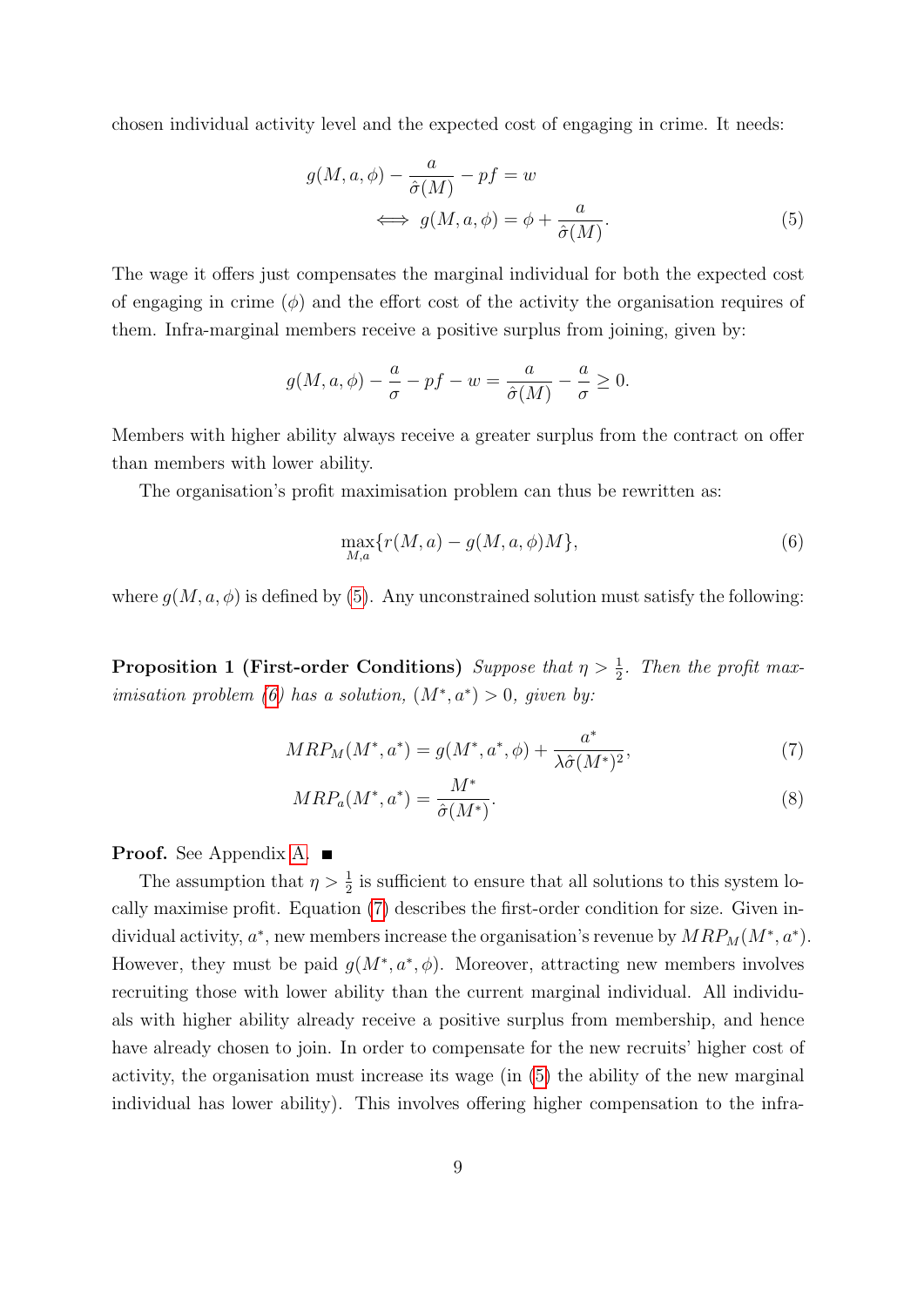chosen individual activity level and the expected cost of engaging in crime. It needs:

$$g(M, a, \phi) - \frac{a}{\hat{\sigma}(M)} - pf = w$$
$$\iff g(M, a, \phi) = \phi + \frac{a}{\hat{\sigma}(M)}. \tag{5}$$

The wage it offers just compensates the marginal individual for both the expected cost of engaging in crime ($\phi$) and the effort cost of the activity the organisation requires of them. Infra-marginal members receive a positive surplus from joining, given by:

$$g(M, a, \phi) - \frac{a}{\sigma} - pf - w = \frac{a}{\hat{\sigma}(M)} - \frac{a}{\sigma} \geq 0.$$

Members with higher ability always receive a greater surplus from the contract on offer than members with lower ability.

The organisation's profit maximisation problem can thus be rewritten as:

$$\max_{M,a}\{r(M, a) - g(M, a, \phi)M\}, \tag{6}$$

where $g(M, a, \phi)$ is defined by (5). Any unconstrained solution must satisfy the following:

**Proposition 1 (First-order Conditions)** *Suppose that $\eta > \frac{1}{2}$. Then the profit maximisation problem (6) has a solution, $(M^*, a^*) > 0$, given by:*

$$MRP_M(M^*, a^*) = g(M^*, a^*, \phi) + \frac{a^*}{\lambda\hat{\sigma}(M^*)^2}, \tag{7}$$

$$MRP_a(M^*, a^*) = \frac{M^*}{\hat{\sigma}(M^*)}. \tag{8}$$

**Proof.** See Appendix A. ■

The assumption that $\eta > \frac{1}{2}$ is sufficient to ensure that all solutions to this system locally maximise profit. Equation (7) describes the first-order condition for size. Given individual activity, $a^*$, new members increase the organisation's revenue by $MRP_M(M^*, a^*)$. However, they must be paid $g(M^*, a^*, \phi)$. Moreover, attracting new members involves recruiting those with lower ability than the current marginal individual. All individuals with higher ability already receive a positive surplus from membership, and hence have already chosen to join. In order to compensate for the new recruits' higher cost of activity, the organisation must increase its wage (in (5) the ability of the new marginal individual has lower ability). This involves offering higher compensation to the infra-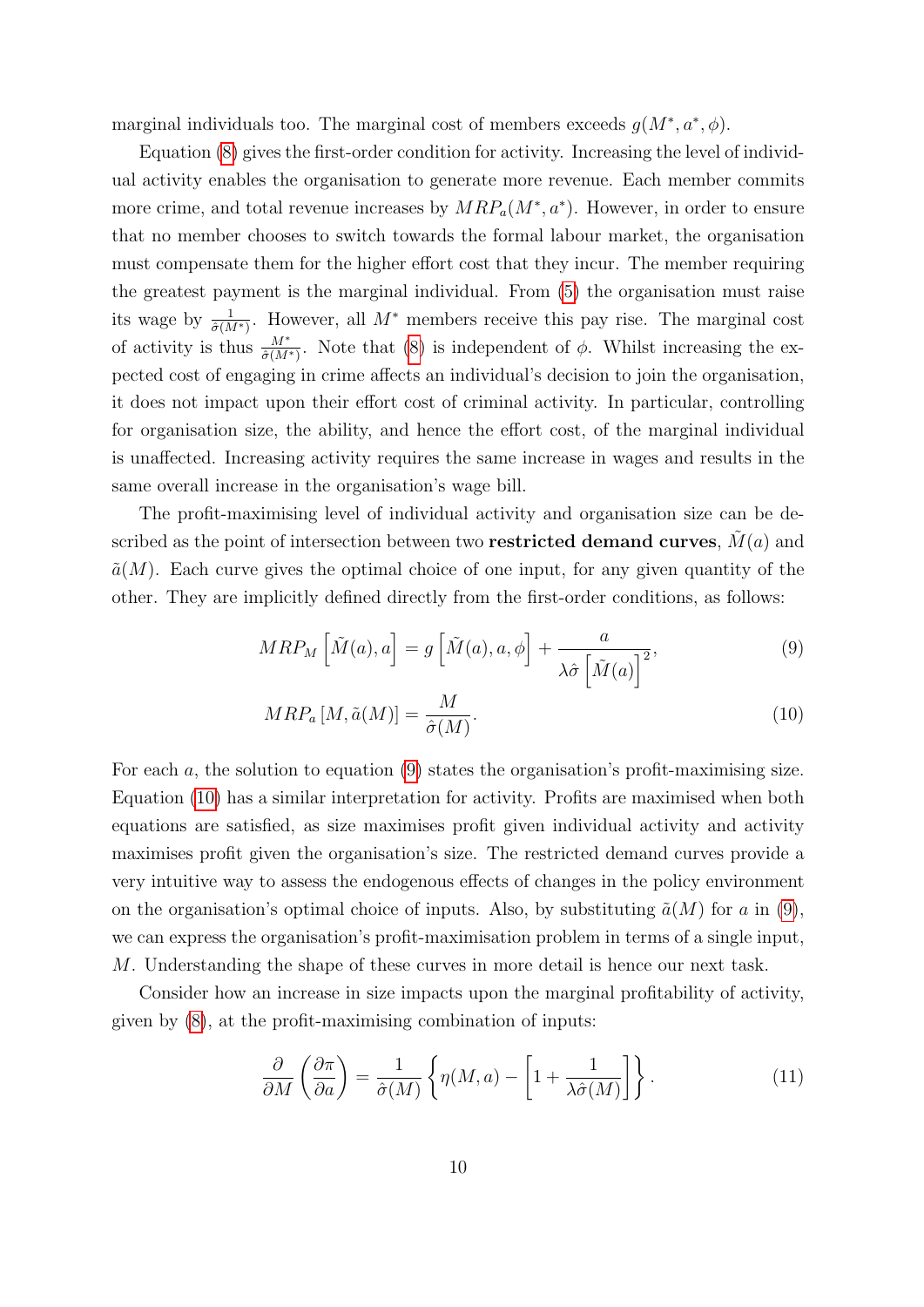marginal individuals too. The marginal cost of members exceeds $g(M^*, a^*, \phi)$.

Equation (8) gives the first-order condition for activity. Increasing the level of individual activity enables the organisation to generate more revenue. Each member commits more crime, and total revenue increases by $MRP_a(M^*, a^*)$. However, in order to ensure that no member chooses to switch towards the formal labour market, the organisation must compensate them for the higher effort cost that they incur. The member requiring the greatest payment is the marginal individual. From (5) the organisation must raise its wage by $\frac{1}{\hat{\sigma}(M^*)}$. However, all $M^*$ members receive this pay rise. The marginal cost of activity is thus $\frac{M^*}{\hat{\sigma}(M^*)}$. Note that (8) is independent of $\phi$. Whilst increasing the expected cost of engaging in crime affects an individual's decision to join the organisation, it does not impact upon their effort cost of criminal activity. In particular, controlling for organisation size, the ability, and hence the effort cost, of the marginal individual is unaffected. Increasing activity requires the same increase in wages and results in the same overall increase in the organisation's wage bill.

The profit-maximising level of individual activity and organisation size can be described as the point of intersection between two **restricted demand curves**, $\tilde{M}(a)$ and $\tilde{a}(M)$. Each curve gives the optimal choice of one input, for any given quantity of the other. They are implicitly defined directly from the first-order conditions, as follows:

$$MRP_M\left[\tilde{M}(a), a\right] = g\left[\tilde{M}(a), a, \phi\right] + \frac{a}{\lambda \hat{\sigma}\left[\tilde{M}(a)\right]^2}, \tag{9}$$

$$MRP_a\left[M, \tilde{a}(M)\right] = \frac{M}{\hat{\sigma}(M)}. \tag{10}$$

For each $a$, the solution to equation (9) states the organisation's profit-maximising size. Equation (10) has a similar interpretation for activity. Profits are maximised when both equations are satisfied, as size maximises profit given individual activity and activity maximises profit given the organisation's size. The restricted demand curves provide a very intuitive way to assess the endogenous effects of changes in the policy environment on the organisation's optimal choice of inputs. Also, by substituting $\tilde{a}(M)$ for $a$ in (9), we can express the organisation's profit-maximisation problem in terms of a single input, $M$. Understanding the shape of these curves in more detail is hence our next task.

Consider how an increase in size impacts upon the marginal profitability of activity, given by (8), at the profit-maximising combination of inputs:

$$\frac{\partial}{\partial M}\left(\frac{\partial \pi}{\partial a}\right) = \frac{1}{\hat{\sigma}(M)}\left\{\eta(M, a) - \left[1 + \frac{1}{\lambda \hat{\sigma}(M)}\right]\right\}. \tag{11}$$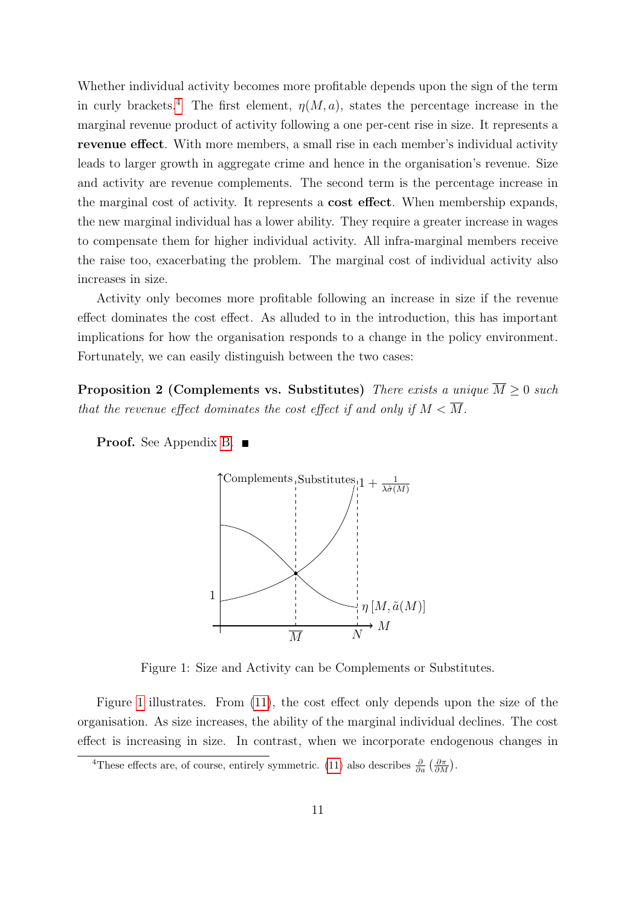Whether individual activity becomes more profitable depends upon the sign of the term in curly brackets.[4] The first element, $\eta(M, a)$, states the percentage increase in the marginal revenue product of activity following a one per-cent rise in size. It represents a **revenue effect**. With more members, a small rise in each member's individual activity leads to larger growth in aggregate crime and hence in the organisation's revenue. Size and activity are revenue complements. The second term is the percentage increase in the marginal cost of activity. It represents a **cost effect**. When membership expands, the new marginal individual has a lower ability. They require a greater increase in wages to compensate them for higher individual activity. All infra-marginal members receive the raise too, exacerbating the problem. The marginal cost of individual activity also increases in size.

Activity only becomes more profitable following an increase in size if the revenue effect dominates the cost effect. As alluded to in the introduction, this has important implications for how the organisation responds to a change in the policy environment. Fortunately, we can easily distinguish between the two cases:

**Proposition 2 (Complements vs. Substitutes)** *There exists a unique $\overline{M} \geq 0$ such that the revenue effect dominates the cost effect if and only if $M < \overline{M}$.*

**Proof.** See Appendix B. ■

Figure 1: Size and Activity can be Complements or Substitutes.

Figure 1 illustrates. From (11), the cost effect only depends upon the size of the organisation. As size increases, the ability of the marginal individual declines. The cost effect is increasing in size. In contrast, when we incorporate endogenous changes in

[4] These effects are, of course, entirely symmetric. (11) also describes $\frac{\partial}{\partial a}\left(\frac{\partial \pi}{\partial M}\right)$.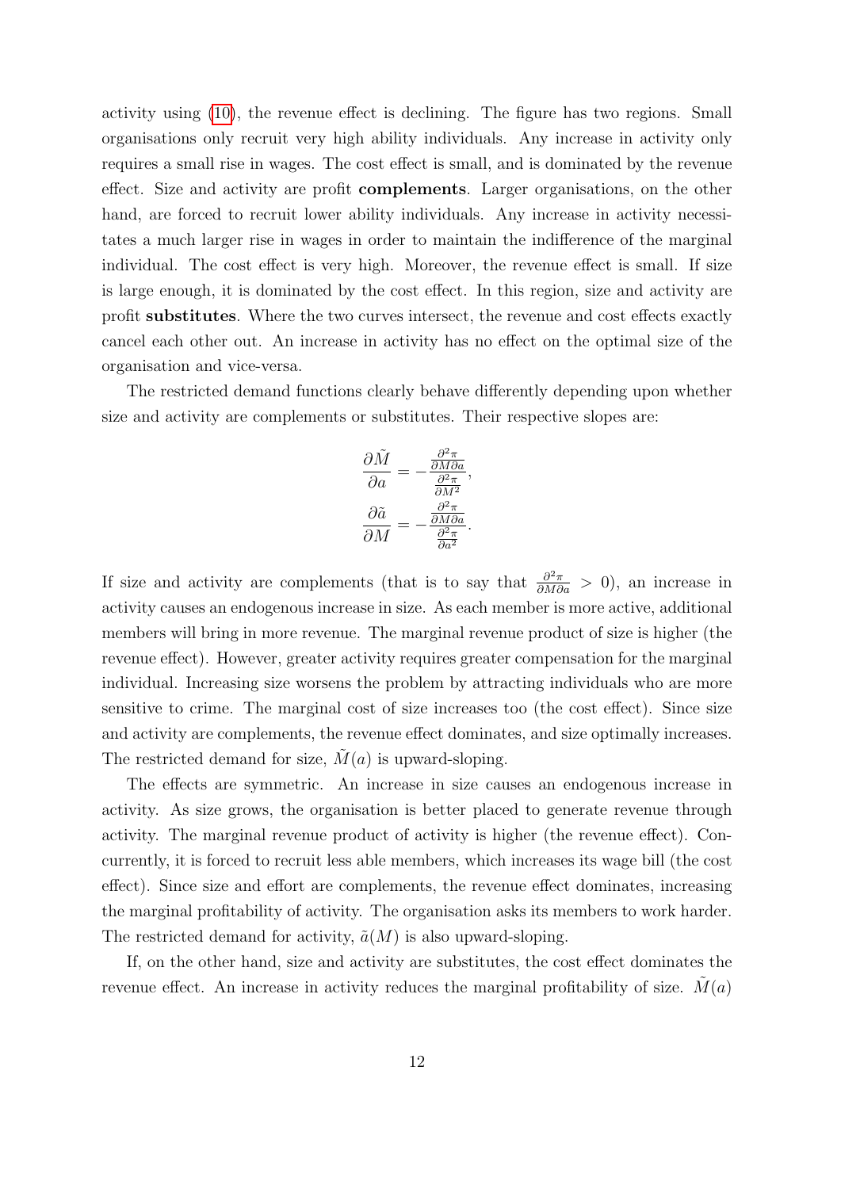activity using (10), the revenue effect is declining. The figure has two regions. Small organisations only recruit very high ability individuals. Any increase in activity only requires a small rise in wages. The cost effect is small, and is dominated by the revenue effect. Size and activity are profit **complements**. Larger organisations, on the other hand, are forced to recruit lower ability individuals. Any increase in activity necessitates a much larger rise in wages in order to maintain the indifference of the marginal individual. The cost effect is very high. Moreover, the revenue effect is small. If size is large enough, it is dominated by the cost effect. In this region, size and activity are profit **substitutes**. Where the two curves intersect, the revenue and cost effects exactly cancel each other out. An increase in activity has no effect on the optimal size of the organisation and vice-versa.

The restricted demand functions clearly behave differently depending upon whether size and activity are complements or substitutes. Their respective slopes are:

$$\frac{\partial \tilde{M}}{\partial a} = -\frac{\frac{\partial^2 \pi}{\partial M \partial a}}{\frac{\partial^2 \pi}{\partial M^2}},$$

$$\frac{\partial \tilde{a}}{\partial M} = -\frac{\frac{\partial^2 \pi}{\partial M \partial a}}{\frac{\partial^2 \pi}{\partial a^2}}.$$

If size and activity are complements (that is to say that $\frac{\partial^2 \pi}{\partial M \partial a} > 0$), an increase in activity causes an endogenous increase in size. As each member is more active, additional members will bring in more revenue. The marginal revenue product of size is higher (the revenue effect). However, greater activity requires greater compensation for the marginal individual. Increasing size worsens the problem by attracting individuals who are more sensitive to crime. The marginal cost of size increases too (the cost effect). Since size and activity are complements, the revenue effect dominates, and size optimally increases. The restricted demand for size, $\tilde{M}(a)$ is upward-sloping.

The effects are symmetric. An increase in size causes an endogenous increase in activity. As size grows, the organisation is better placed to generate revenue through activity. The marginal revenue product of activity is higher (the revenue effect). Concurrently, it is forced to recruit less able members, which increases its wage bill (the cost effect). Since size and effort are complements, the revenue effect dominates, increasing the marginal profitability of activity. The organisation asks its members to work harder. The restricted demand for activity, $\tilde{a}(M)$ is also upward-sloping.

If, on the other hand, size and activity are substitutes, the cost effect dominates the revenue effect. An increase in activity reduces the marginal profitability of size. $\tilde{M}(a)$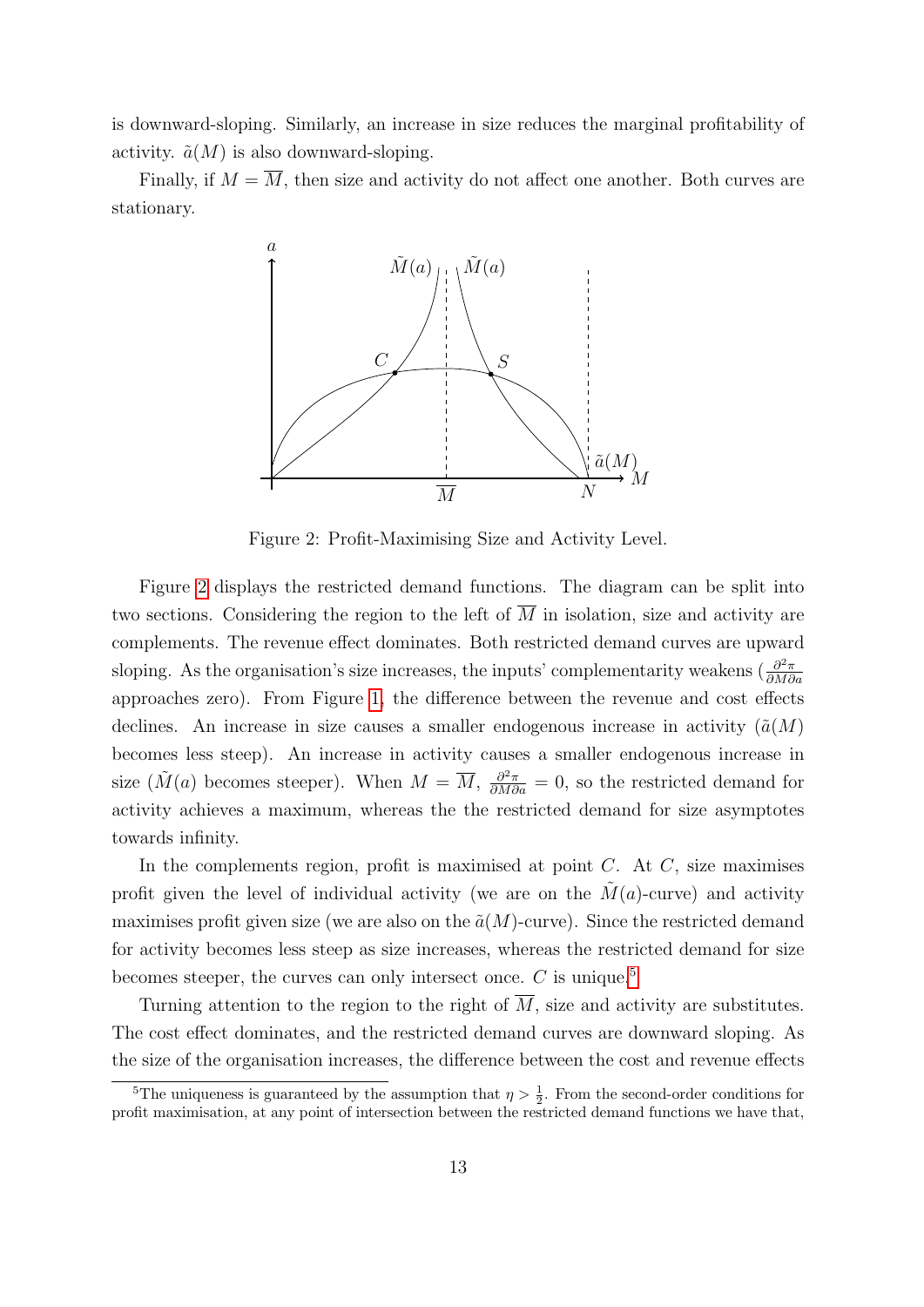is downward-sloping. Similarly, an increase in size reduces the marginal profitability of activity. $\tilde{a}(M)$ is also downward-sloping.

Finally, if $M = \overline{M}$, then size and activity do not affect one another. Both curves are stationary.

Figure 2: Profit-Maximising Size and Activity Level.

Figure 2 displays the restricted demand functions. The diagram can be split into two sections. Considering the region to the left of $\overline{M}$ in isolation, size and activity are complements. The revenue effect dominates. Both restricted demand curves are upward sloping. As the organisation's size increases, the inputs' complementarity weakens ($\frac{\partial^2 \pi}{\partial M \partial a}$ approaches zero). From Figure 1, the difference between the revenue and cost effects declines. An increase in size causes a smaller endogenous increase in activity ($\tilde{a}(M)$ becomes less steep). An increase in activity causes a smaller endogenous increase in size ($\tilde{M}(a)$ becomes steeper). When $M = \overline{M}$, $\frac{\partial^2 \pi}{\partial M \partial a} = 0$, so the restricted demand for activity achieves a maximum, whereas the the restricted demand for size asymptotes towards infinity.

In the complements region, profit is maximised at point $C$. At $C$, size maximises profit given the level of individual activity (we are on the $\tilde{M}(a)$-curve) and activity maximises profit given size (we are also on the $\tilde{a}(M)$-curve). Since the restricted demand for activity becomes less steep as size increases, whereas the restricted demand for size becomes steeper, the curves can only intersect once. $C$ is unique.[5]

Turning attention to the region to the right of $\overline{M}$, size and activity are substitutes. The cost effect dominates, and the restricted demand curves are downward sloping. As the size of the organisation increases, the difference between the cost and revenue effects

[5]The uniqueness is guaranteed by the assumption that $\eta > \frac{1}{2}$. From the second-order conditions for profit maximisation, at any point of intersection between the restricted demand functions we have that,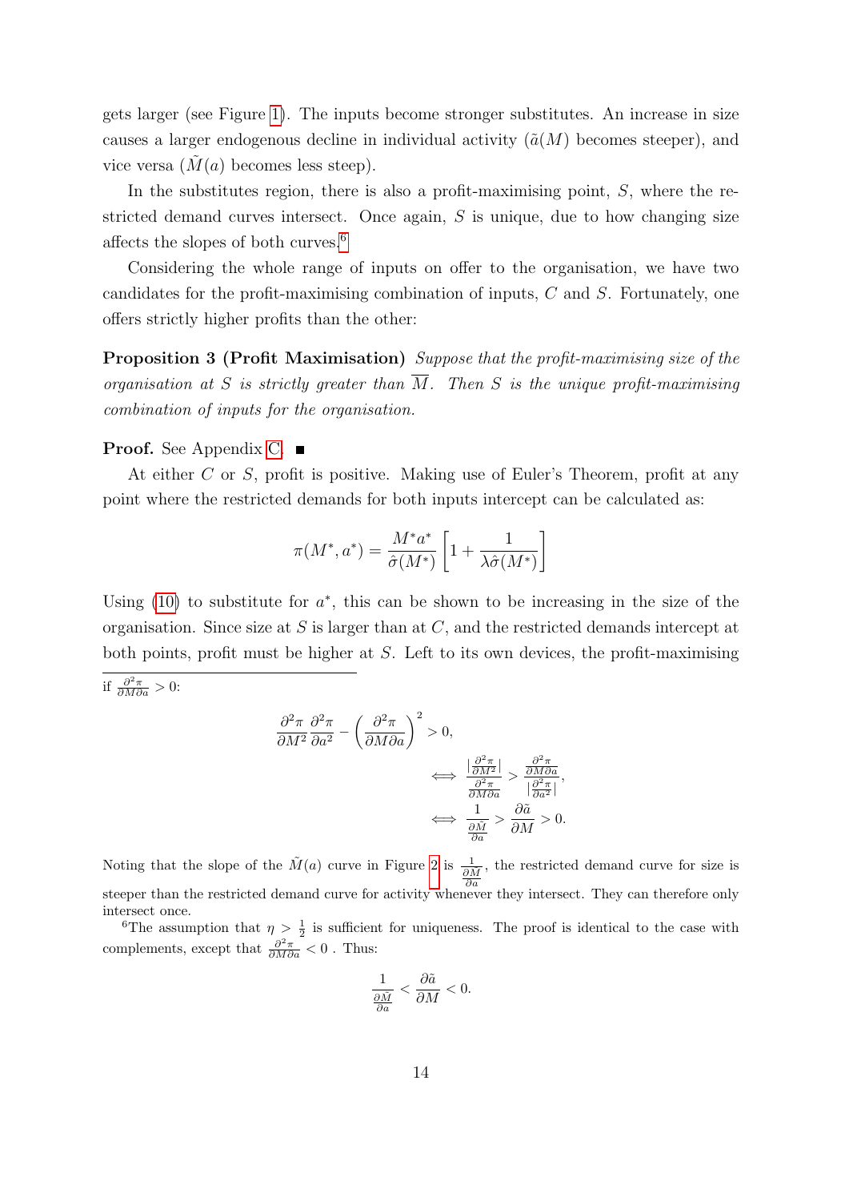gets larger (see Figure 1). The inputs become stronger substitutes. An increase in size causes a larger endogenous decline in individual activity ($\tilde{a}(M)$ becomes steeper), and vice versa ($\tilde{M}(a)$ becomes less steep).

In the substitutes region, there is also a profit-maximising point, $S$, where the restricted demand curves intersect. Once again, $S$ is unique, due to how changing size affects the slopes of both curves.[6]

Considering the whole range of inputs on offer to the organisation, we have two candidates for the profit-maximising combination of inputs, $C$ and $S$. Fortunately, one offers strictly higher profits than the other:

**Proposition 3 (Profit Maximisation)** *Suppose that the profit-maximising size of the organisation at $S$ is strictly greater than $\overline{M}$. Then $S$ is the unique profit-maximising combination of inputs for the organisation.*

**Proof.** See Appendix C. ∎

At either $C$ or $S$, profit is positive. Making use of Euler's Theorem, profit at any point where the restricted demands for both inputs intercept can be calculated as:

$$\pi(M^*, a^*) = \frac{M^* a^*}{\hat{\sigma}(M^*)}\left[1 + \frac{1}{\lambda \hat{\sigma}(M^*)}\right]$$

Using (10) to substitute for $a^*$, this can be shown to be increasing in the size of the organisation. Since size at $S$ is larger than at $C$, and the restricted demands intercept at both points, profit must be higher at $S$. Left to its own devices, the profit-maximising

---

if $\frac{\partial^2 \pi}{\partial M \partial a} > 0$:

$$\frac{\partial^2 \pi}{\partial M^2}\frac{\partial^2 \pi}{\partial a^2} - \left(\frac{\partial^2 \pi}{\partial M \partial a}\right)^2 > 0,$$

$$\iff \frac{\left|\frac{\partial^2 \pi}{\partial M^2}\right|}{\frac{\partial^2 \pi}{\partial M \partial a}} > \frac{\frac{\partial^2 \pi}{\partial M \partial a}}{\left|\frac{\partial^2 \pi}{\partial a^2}\right|},$$

$$\iff \frac{1}{\frac{\partial \tilde{M}}{\partial a}} > \frac{\partial \tilde{a}}{\partial M} > 0.$$

Noting that the slope of the $\tilde{M}(a)$ curve in Figure 2 is $\frac{1}{\frac{\partial \tilde{M}}{\partial a}}$, the restricted demand curve for size is steeper than the restricted demand curve for activity whenever they intersect. They can therefore only intersect once.

[6] The assumption that $\eta > \frac{1}{2}$ is sufficient for uniqueness. The proof is identical to the case with complements, except that $\frac{\partial^2 \pi}{\partial M \partial a} < 0$ . Thus:

$$\frac{1}{\frac{\partial \tilde{M}}{\partial a}} < \frac{\partial \tilde{a}}{\partial M} < 0.$$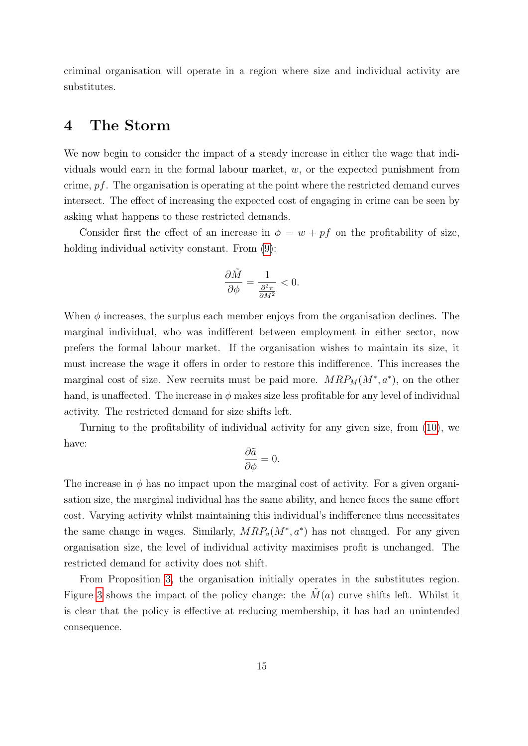criminal organisation will operate in a region where size and individual activity are substitutes.

# 4 The Storm

We now begin to consider the impact of a steady increase in either the wage that individuals would earn in the formal labour market, $w$, or the expected punishment from crime, $pf$. The organisation is operating at the point where the restricted demand curves intersect. The effect of increasing the expected cost of engaging in crime can be seen by asking what happens to these restricted demands.

Consider first the effect of an increase in $\phi = w + pf$ on the profitability of size, holding individual activity constant. From (9):

$$\frac{\partial \tilde{M}}{\partial \phi} = \frac{1}{\frac{\partial^2 \pi}{\partial M^2}} < 0.$$

When $\phi$ increases, the surplus each member enjoys from the organisation declines. The marginal individual, who was indifferent between employment in either sector, now prefers the formal labour market. If the organisation wishes to maintain its size, it must increase the wage it offers in order to restore this indifference. This increases the marginal cost of size. New recruits must be paid more. $MRP_M(M^*, a^*)$, on the other hand, is unaffected. The increase in $\phi$ makes size less profitable for any level of individual activity. The restricted demand for size shifts left.

Turning to the profitability of individual activity for any given size, from (10), we have:

$$\frac{\partial \tilde{a}}{\partial \phi} = 0.$$

The increase in $\phi$ has no impact upon the marginal cost of activity. For a given organisation size, the marginal individual has the same ability, and hence faces the same effort cost. Varying activity whilst maintaining this individual's indifference thus necessitates the same change in wages. Similarly, $MRP_a(M^*, a^*)$ has not changed. For any given organisation size, the level of individual activity maximises profit is unchanged. The restricted demand for activity does not shift.

From Proposition 3, the organisation initially operates in the substitutes region. Figure 3 shows the impact of the policy change: the $\tilde{M}(a)$ curve shifts left. Whilst it is clear that the policy is effective at reducing membership, it has had an unintended consequence.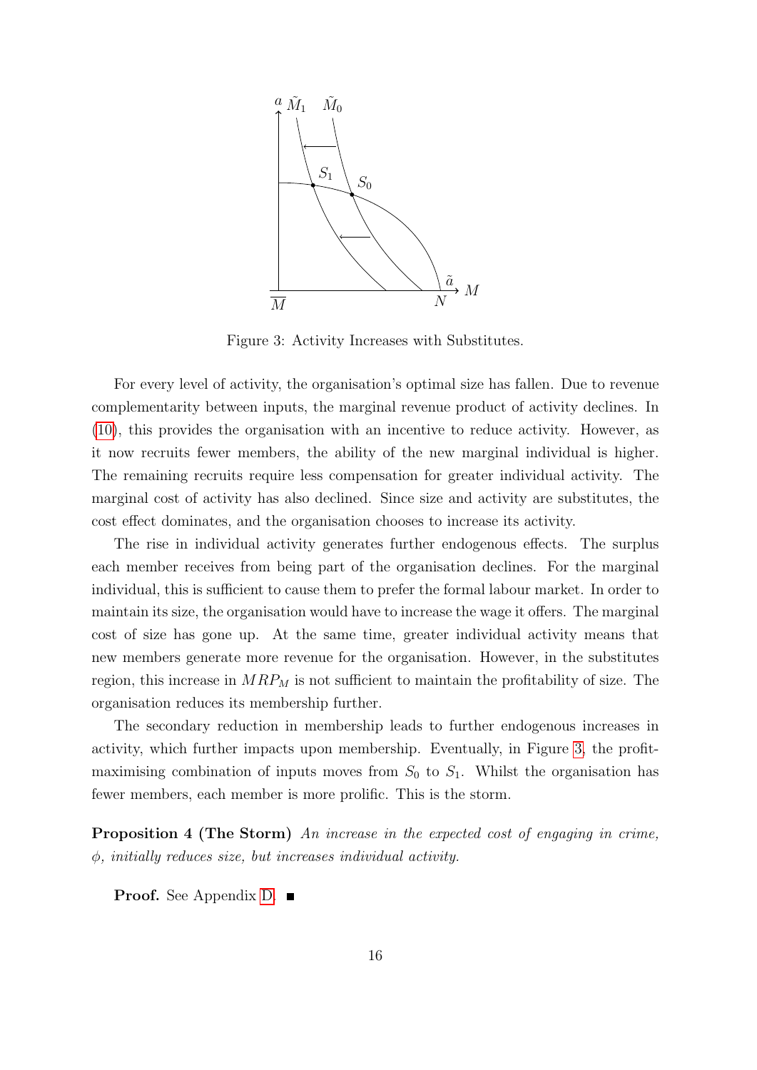Figure 3: Activity Increases with Substitutes.

For every level of activity, the organisation's optimal size has fallen. Due to revenue complementarity between inputs, the marginal revenue product of activity declines. In (10), this provides the organisation with an incentive to reduce activity. However, as it now recruits fewer members, the ability of the new marginal individual is higher. The remaining recruits require less compensation for greater individual activity. The marginal cost of activity has also declined. Since size and activity are substitutes, the cost effect dominates, and the organisation chooses to increase its activity.

The rise in individual activity generates further endogenous effects. The surplus each member receives from being part of the organisation declines. For the marginal individual, this is sufficient to cause them to prefer the formal labour market. In order to maintain its size, the organisation would have to increase the wage it offers. The marginal cost of size has gone up. At the same time, greater individual activity means that new members generate more revenue for the organisation. However, in the substitutes region, this increase in $MRP_M$ is not sufficient to maintain the profitability of size. The organisation reduces its membership further.

The secondary reduction in membership leads to further endogenous increases in activity, which further impacts upon membership. Eventually, in Figure 3, the profit-maximising combination of inputs moves from $S_0$ to $S_1$. Whilst the organisation has fewer members, each member is more prolific. This is the storm.

**Proposition 4 (The Storm)** *An increase in the expected cost of engaging in crime, $\phi$, initially reduces size, but increases individual activity.*

**Proof.** See Appendix D. ■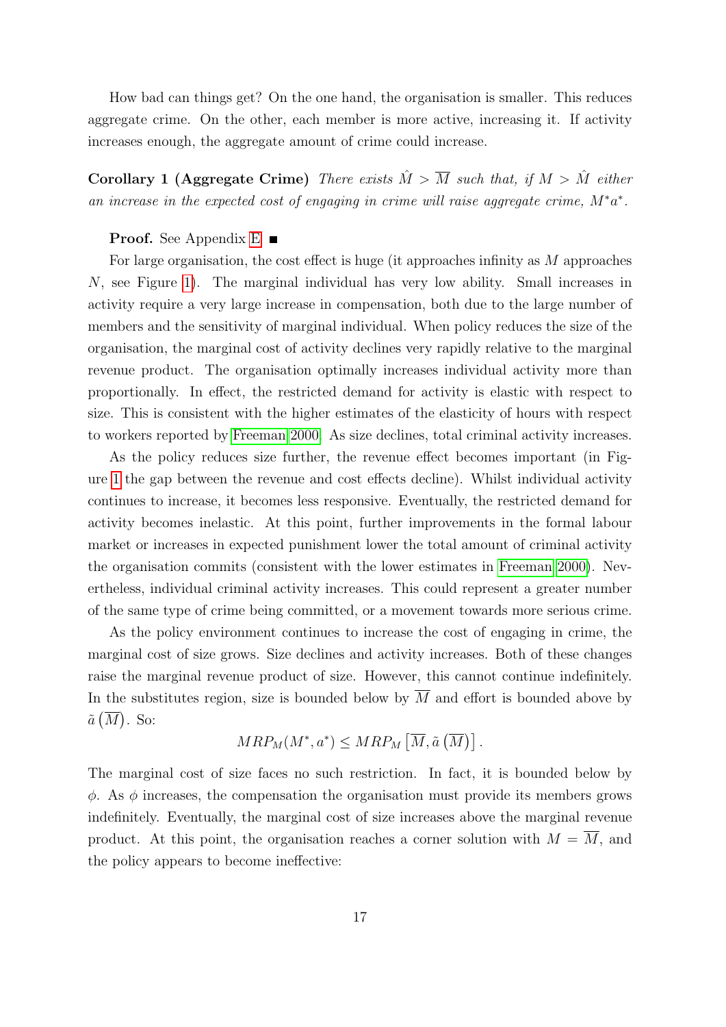How bad can things get? On the one hand, the organisation is smaller. This reduces aggregate crime. On the other, each member is more active, increasing it. If activity increases enough, the aggregate amount of crime could increase.

**Corollary 1 (Aggregate Crime)** *There exists $\hat{M} > \overline{M}$ such that, if $M > \hat{M}$ either an increase in the expected cost of engaging in crime will raise aggregate crime, $M^* a^*$.*

**Proof.** See Appendix E. ∎

For large organisation, the cost effect is huge (it approaches infinity as $M$ approaches $N$, see Figure 1). The marginal individual has very low ability. Small increases in activity require a very large increase in compensation, both due to the large number of members and the sensitivity of marginal individual. When policy reduces the size of the organisation, the marginal cost of activity declines very rapidly relative to the marginal revenue product. The organisation optimally increases individual activity more than proportionally. In effect, the restricted demand for activity is elastic with respect to size. This is consistent with the higher estimates of the elasticity of hours with respect to workers reported by Freeman 2000. As size declines, total criminal activity increases.

As the policy reduces size further, the revenue effect becomes important (in Figure 1 the gap between the revenue and cost effects decline). Whilst individual activity continues to increase, it becomes less responsive. Eventually, the restricted demand for activity becomes inelastic. At this point, further improvements in the formal labour market or increases in expected punishment lower the total amount of criminal activity the organisation commits (consistent with the lower estimates in Freeman 2000). Nevertheless, individual criminal activity increases. This could represent a greater number of the same type of crime being committed, or a movement towards more serious crime.

As the policy environment continues to increase the cost of engaging in crime, the marginal cost of size grows. Size declines and activity increases. Both of these changes raise the marginal revenue product of size. However, this cannot continue indefinitely. In the substitutes region, size is bounded below by $\overline{M}$ and effort is bounded above by $\tilde{a}\left(\overline{M}\right)$. So:

$$MRP_M(M^*, a^*) \leq MRP_M\left[\overline{M}, \tilde{a}\left(\overline{M}\right)\right].$$

The marginal cost of size faces no such restriction. In fact, it is bounded below by $\phi$. As $\phi$ increases, the compensation the organisation must provide its members grows indefinitely. Eventually, the marginal cost of size increases above the marginal revenue product. At this point, the organisation reaches a corner solution with $M = \overline{M}$, and the policy appears to become ineffective: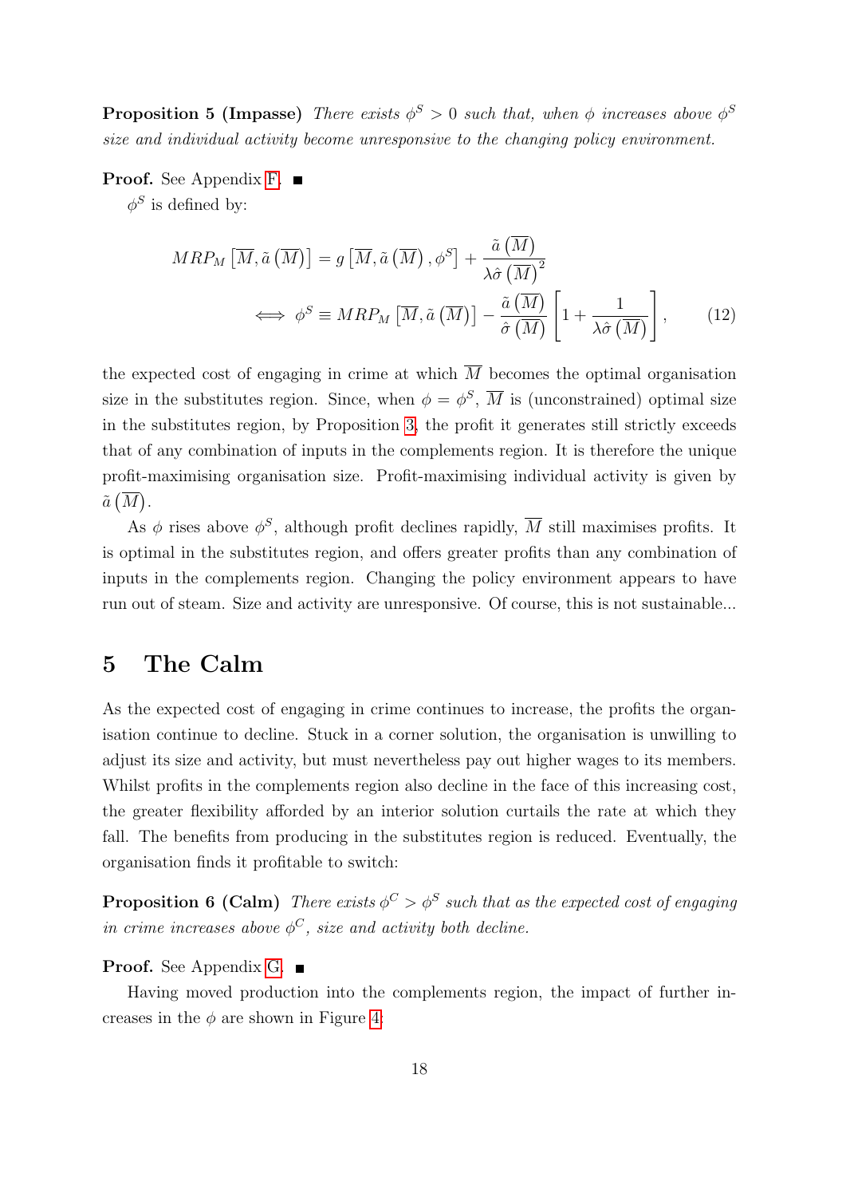**Proposition 5 (Impasse)** *There exists $\phi^S > 0$ such that, when $\phi$ increases above $\phi^S$ size and individual activity become unresponsive to the changing policy environment.*

**Proof.** See Appendix F. ■

$\phi^S$ is defined by:

$$MRP_M\left[\overline{M}, \tilde{a}\left(\overline{M}\right)\right] = g\left[\overline{M}, \tilde{a}\left(\overline{M}\right), \phi^S\right] + \frac{\tilde{a}\left(\overline{M}\right)}{\lambda\hat{\sigma}\left(\overline{M}\right)^2}$$

$$\iff \phi^S \equiv MRP_M\left[\overline{M}, \tilde{a}\left(\overline{M}\right)\right] - \frac{\tilde{a}\left(\overline{M}\right)}{\hat{\sigma}\left(\overline{M}\right)}\left[1 + \frac{1}{\lambda\hat{\sigma}\left(\overline{M}\right)}\right], \tag{12}$$

the expected cost of engaging in crime at which $\overline{M}$ becomes the optimal organisation size in the substitutes region. Since, when $\phi = \phi^S$, $\overline{M}$ is (unconstrained) optimal size in the substitutes region, by Proposition 3, the profit it generates still strictly exceeds that of any combination of inputs in the complements region. It is therefore the unique profit-maximising organisation size. Profit-maximising individual activity is given by $\tilde{a}\left(\overline{M}\right)$.

As $\phi$ rises above $\phi^S$, although profit declines rapidly, $\overline{M}$ still maximises profits. It is optimal in the substitutes region, and offers greater profits than any combination of inputs in the complements region. Changing the policy environment appears to have run out of steam. Size and activity are unresponsive. Of course, this is not sustainable...

# 5 The Calm

As the expected cost of engaging in crime continues to increase, the profits the organisation continue to decline. Stuck in a corner solution, the organisation is unwilling to adjust its size and activity, but must nevertheless pay out higher wages to its members. Whilst profits in the complements region also decline in the face of this increasing cost, the greater flexibility afforded by an interior solution curtails the rate at which they fall. The benefits from producing in the substitutes region is reduced. Eventually, the organisation finds it profitable to switch:

**Proposition 6 (Calm)** *There exists $\phi^C > \phi^S$ such that as the expected cost of engaging in crime increases above $\phi^C$, size and activity both decline.*

**Proof.** See Appendix G. ■

Having moved production into the complements region, the impact of further increases in the $\phi$ are shown in Figure 4: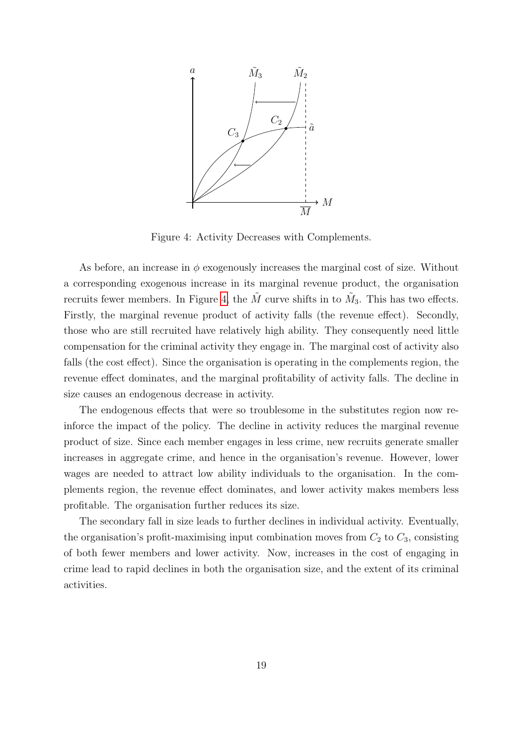Figure 4: Activity Decreases with Complements.

As before, an increase in $\phi$ exogenously increases the marginal cost of size. Without a corresponding exogenous increase in its marginal revenue product, the organisation recruits fewer members. In Figure 4, the $\tilde{M}$ curve shifts in to $\tilde{M}_3$. This has two effects. Firstly, the marginal revenue product of activity falls (the revenue effect). Secondly, those who are still recruited have relatively high ability. They consequently need little compensation for the criminal activity they engage in. The marginal cost of activity also falls (the cost effect). Since the organisation is operating in the complements region, the revenue effect dominates, and the marginal profitability of activity falls. The decline in size causes an endogenous decrease in activity.

The endogenous effects that were so troublesome in the substitutes region now reinforce the impact of the policy. The decline in activity reduces the marginal revenue product of size. Since each member engages in less crime, new recruits generate smaller increases in aggregate crime, and hence in the organisation's revenue. However, lower wages are needed to attract low ability individuals to the organisation. In the complements region, the revenue effect dominates, and lower activity makes members less profitable. The organisation further reduces its size.

The secondary fall in size leads to further declines in individual activity. Eventually, the organisation's profit-maximising input combination moves from $C_2$ to $C_3$, consisting of both fewer members and lower activity. Now, increases in the cost of engaging in crime lead to rapid declines in both the organisation size, and the extent of its criminal activities.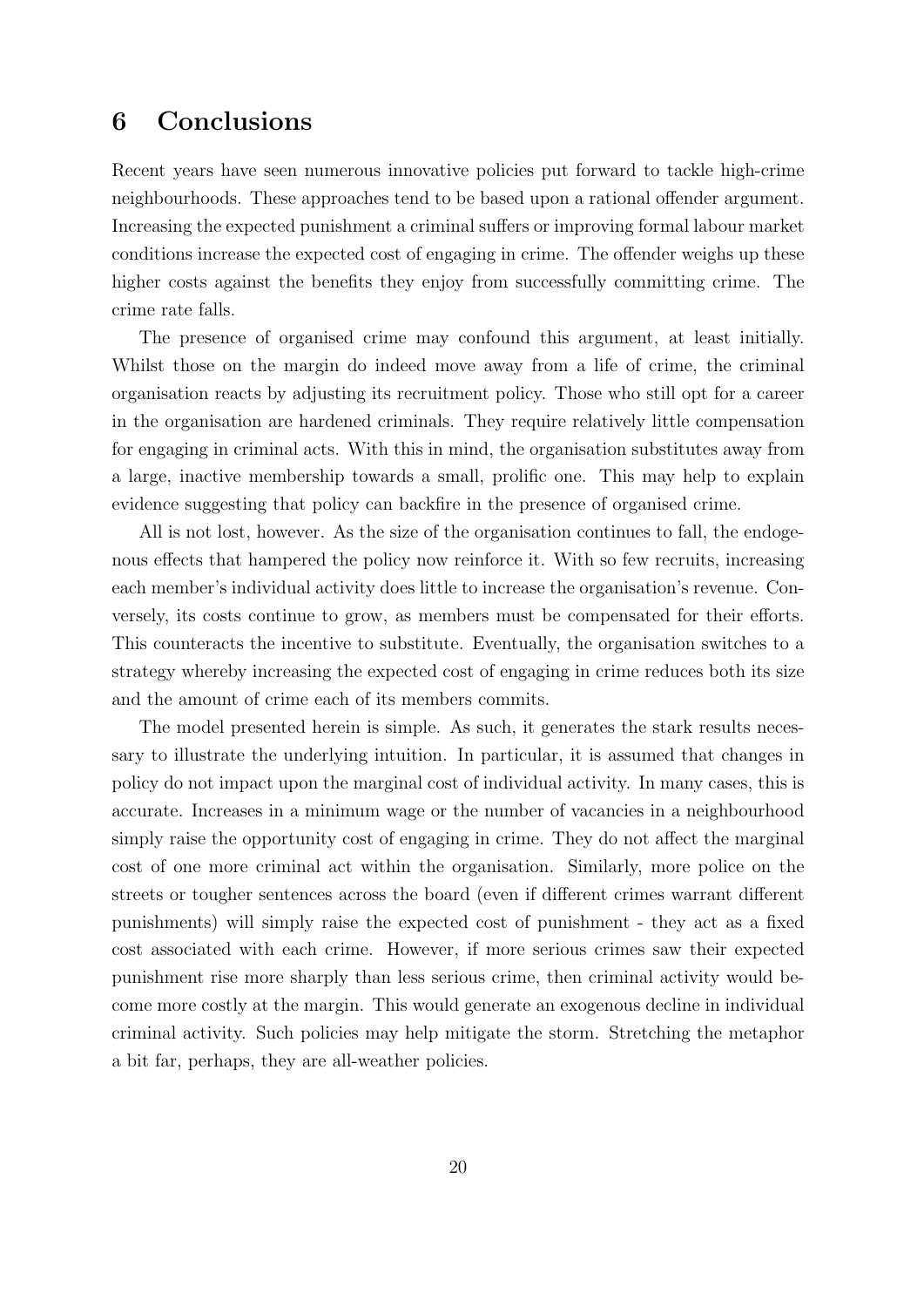# 6 Conclusions

Recent years have seen numerous innovative policies put forward to tackle high-crime neighbourhoods. These approaches tend to be based upon a rational offender argument. Increasing the expected punishment a criminal suffers or improving formal labour market conditions increase the expected cost of engaging in crime. The offender weighs up these higher costs against the benefits they enjoy from successfully committing crime. The crime rate falls.

The presence of organised crime may confound this argument, at least initially. Whilst those on the margin do indeed move away from a life of crime, the criminal organisation reacts by adjusting its recruitment policy. Those who still opt for a career in the organisation are hardened criminals. They require relatively little compensation for engaging in criminal acts. With this in mind, the organisation substitutes away from a large, inactive membership towards a small, prolific one. This may help to explain evidence suggesting that policy can backfire in the presence of organised crime.

All is not lost, however. As the size of the organisation continues to fall, the endogenous effects that hampered the policy now reinforce it. With so few recruits, increasing each member's individual activity does little to increase the organisation's revenue. Conversely, its costs continue to grow, as members must be compensated for their efforts. This counteracts the incentive to substitute. Eventually, the organisation switches to a strategy whereby increasing the expected cost of engaging in crime reduces both its size and the amount of crime each of its members commits.

The model presented herein is simple. As such, it generates the stark results necessary to illustrate the underlying intuition. In particular, it is assumed that changes in policy do not impact upon the marginal cost of individual activity. In many cases, this is accurate. Increases in a minimum wage or the number of vacancies in a neighbourhood simply raise the opportunity cost of engaging in crime. They do not affect the marginal cost of one more criminal act within the organisation. Similarly, more police on the streets or tougher sentences across the board (even if different crimes warrant different punishments) will simply raise the expected cost of punishment - they act as a fixed cost associated with each crime. However, if more serious crimes saw their expected punishment rise more sharply than less serious crime, then criminal activity would become more costly at the margin. This would generate an exogenous decline in individual criminal activity. Such policies may help mitigate the storm. Stretching the metaphor a bit far, perhaps, they are all-weather policies.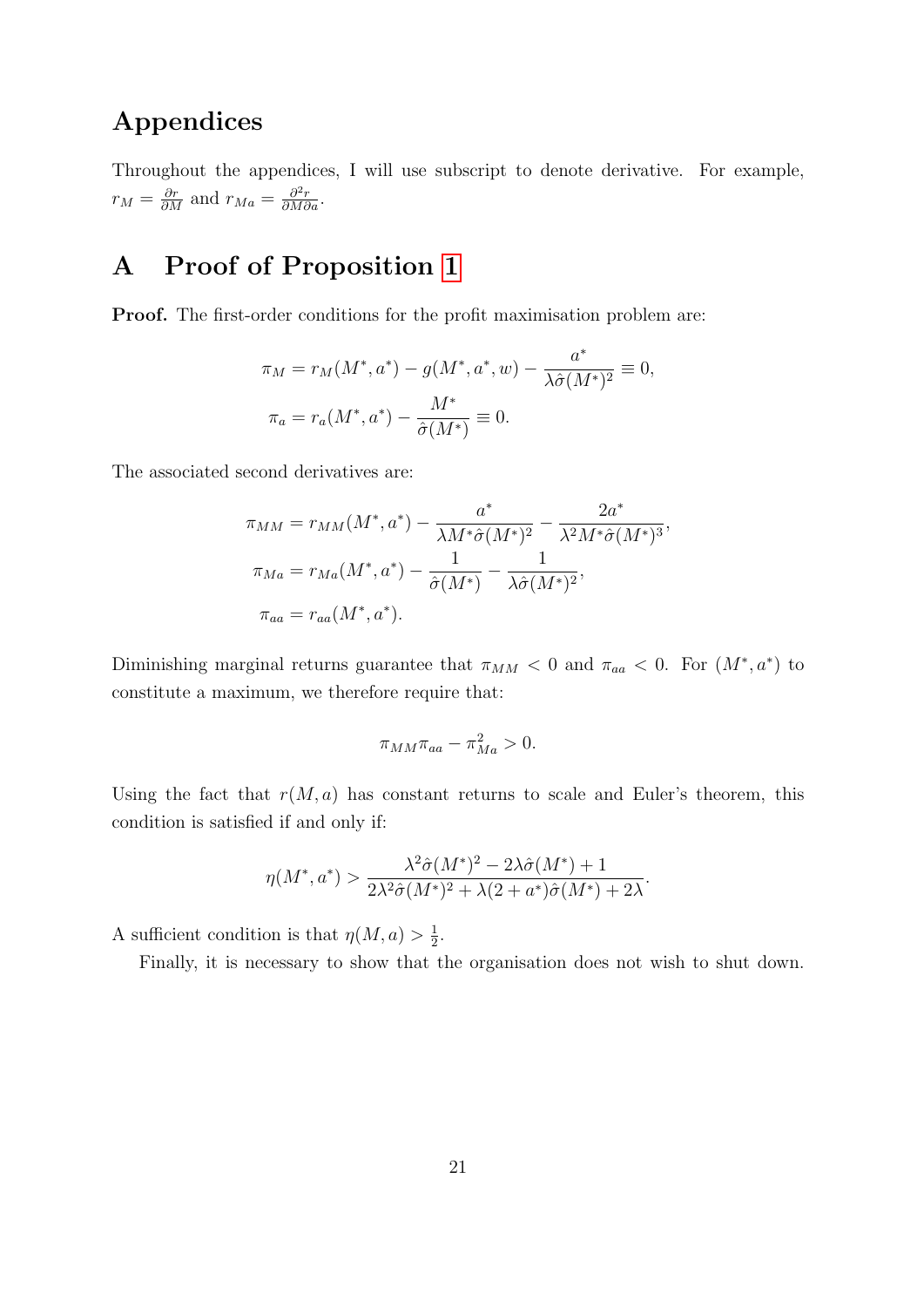# Appendices

Throughout the appendices, I will use subscript to denote derivative. For example, $r_M = \frac{\partial r}{\partial M}$ and $r_{Ma} = \frac{\partial^2 r}{\partial M \partial a}$.

## A Proof of Proposition 1

**Proof.** The first-order conditions for the profit maximisation problem are:

$$\pi_M = r_M(M^*, a^*) - g(M^*, a^*, w) - \frac{a^*}{\lambda \hat{\sigma}(M^*)^2} \equiv 0,$$

$$\pi_a = r_a(M^*, a^*) - \frac{M^*}{\hat{\sigma}(M^*)} \equiv 0.$$

The associated second derivatives are:

$$\pi_{MM} = r_{MM}(M^*, a^*) - \frac{a^*}{\lambda M^* \hat{\sigma}(M^*)^2} - \frac{2a^*}{\lambda^2 M^* \hat{\sigma}(M^*)^3},$$

$$\pi_{Ma} = r_{Ma}(M^*, a^*) - \frac{1}{\hat{\sigma}(M^*)} - \frac{1}{\lambda \hat{\sigma}(M^*)^2},$$

$$\pi_{aa} = r_{aa}(M^*, a^*).$$

Diminishing marginal returns guarantee that $\pi_{MM} < 0$ and $\pi_{aa} < 0$. For $(M^*, a^*)$ to constitute a maximum, we therefore require that:

$$\pi_{MM}\pi_{aa} - \pi_{Ma}^2 > 0.$$

Using the fact that $r(M, a)$ has constant returns to scale and Euler's theorem, this condition is satisfied if and only if:

$$\eta(M^*, a^*) > \frac{\lambda^2 \hat{\sigma}(M^*)^2 - 2\lambda \hat{\sigma}(M^*) + 1}{2\lambda^2 \hat{\sigma}(M^*)^2 + \lambda(2 + a^*)\hat{\sigma}(M^*) + 2\lambda}.$$

A sufficient condition is that $\eta(M, a) > \frac{1}{2}$.

Finally, it is necessary to show that the organisation does not wish to shut down.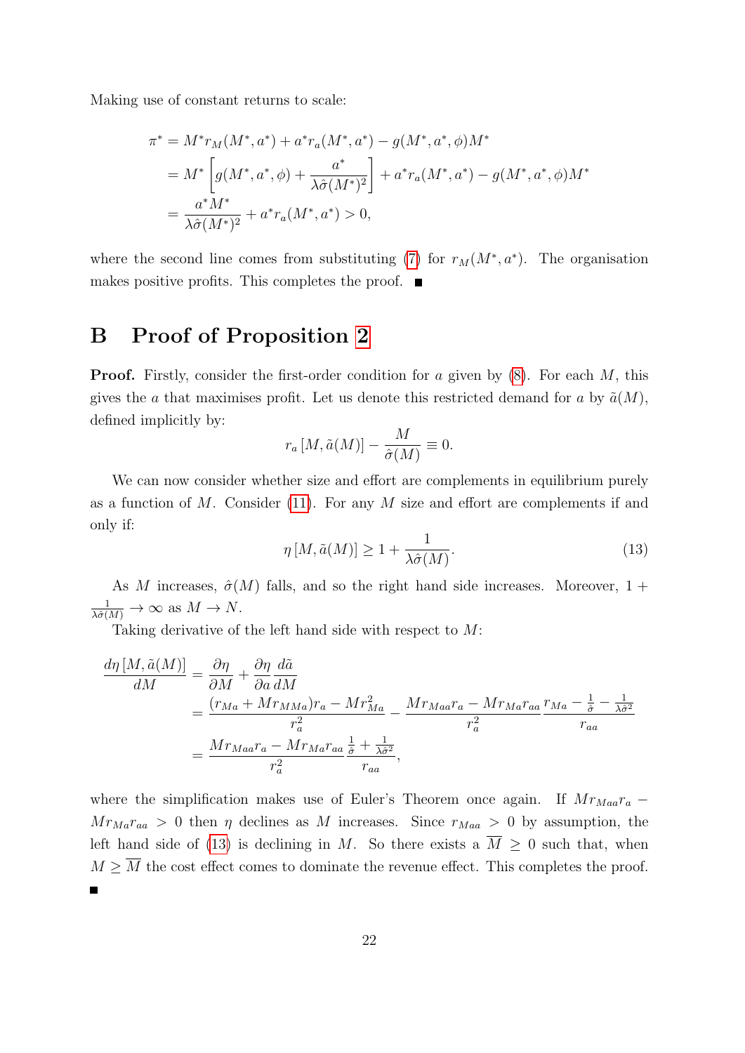Making use of constant returns to scale:

$$
\begin{aligned}
\pi^* &= M^* r_M(M^*, a^*) + a^* r_a(M^*, a^*) - g(M^*, a^*, \phi) M^* \\
&= M^* \left[ g(M^*, a^*, \phi) + \frac{a^*}{\lambda \hat{\sigma}(M^*)^2} \right] + a^* r_a(M^*, a^*) - g(M^*, a^*, \phi) M^* \\
&= \frac{a^* M^*}{\lambda \hat{\sigma}(M^*)^2} + a^* r_a(M^*, a^*) > 0,
\end{aligned}
$$

where the second line comes from substituting (7) for $r_M(M^*, a^*)$. The organisation makes positive profits. This completes the proof. ■

# B Proof of Proposition 2

**Proof.** Firstly, consider the first-order condition for $a$ given by (8). For each $M$, this gives the $a$ that maximises profit. Let us denote this restricted demand for $a$ by $\tilde{a}(M)$, defined implicitly by:

$$
r_a \left[ M, \tilde{a}(M) \right] - \frac{M}{\hat{\sigma}(M)} \equiv 0.
$$

We can now consider whether size and effort are complements in equilibrium purely as a function of $M$. Consider (11). For any $M$ size and effort are complements if and only if:

$$
\eta \left[ M, \tilde{a}(M) \right] \geq 1 + \frac{1}{\lambda \hat{\sigma}(M)}. \tag{13}
$$

As $M$ increases, $\hat{\sigma}(M)$ falls, and so the right hand side increases. Moreover, $1 + \frac{1}{\lambda \hat{\sigma}(M)} \to \infty$ as $M \to N$.

Taking derivative of the left hand side with respect to $M$:

$$
\begin{aligned}
\frac{d\eta \left[ M, \tilde{a}(M) \right]}{dM} &= \frac{\partial \eta}{\partial M} + \frac{\partial \eta}{\partial a} \frac{d\tilde{a}}{dM} \\
&= \frac{(r_{Ma} + M r_{MMa}) r_a - M r_{Ma}^2}{r_a^2} - \frac{M r_{Maa} r_a - M r_{Ma} r_{aa}}{r_a^2} \frac{r_{Ma} - \frac{1}{\hat{\sigma}} - \frac{1}{\lambda \hat{\sigma}^2}}{r_{aa}} \\
&= \frac{M r_{Maa} r_a - M r_{Ma} r_{aa}}{r_a^2} \frac{\frac{1}{\hat{\sigma}} + \frac{1}{\lambda \hat{\sigma}^2}}{r_{aa}},
\end{aligned}
$$

where the simplification makes use of Euler's Theorem once again. If $M r_{Maa} r_a - M r_{Ma} r_{aa} > 0$ then $\eta$ declines as $M$ increases. Since $r_{Maa} > 0$ by assumption, the left hand side of (13) is declining in $M$. So there exists a $\overline{M} \geq 0$ such that, when $M \geq \overline{M}$ the cost effect comes to dominate the revenue effect. This completes the proof. ■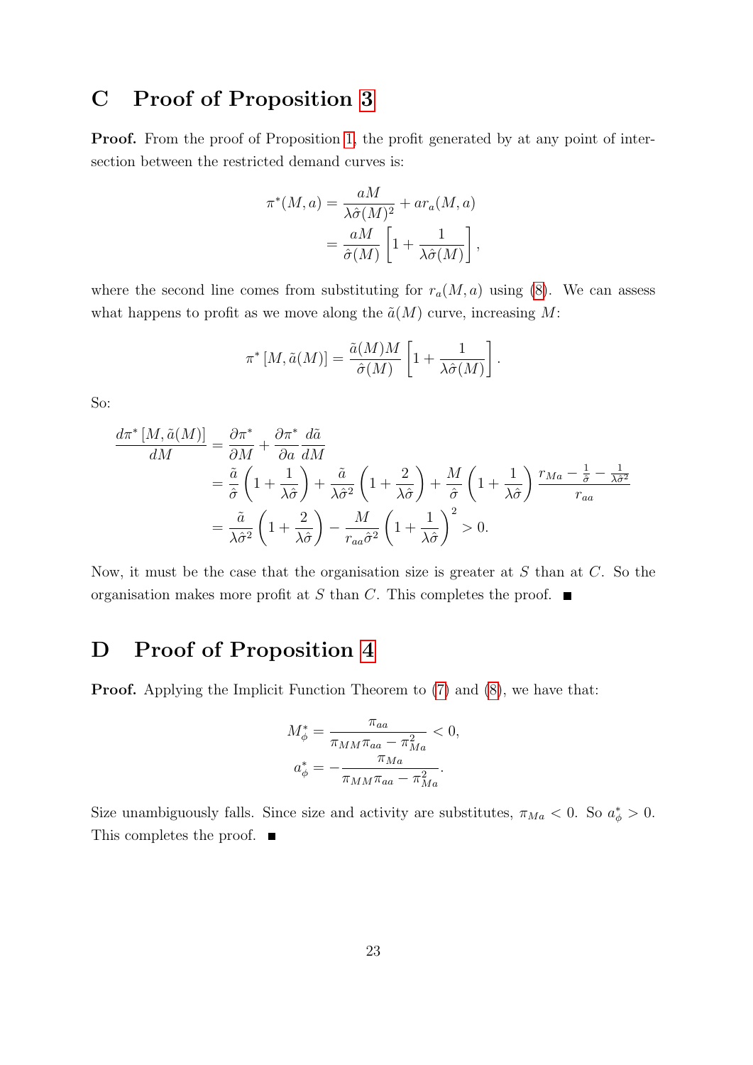## C Proof of Proposition 3

**Proof.** From the proof of Proposition 1, the profit generated by at any point of intersection between the restricted demand curves is:

$$
\begin{aligned}
\pi^*(M,a) &= \frac{aM}{\lambda\hat{\sigma}(M)^2} + ar_a(M,a) \\
&= \frac{aM}{\hat{\sigma}(M)}\left[1 + \frac{1}{\lambda\hat{\sigma}(M)}\right],
\end{aligned}
$$

where the second line comes from substituting for $r_a(M,a)$ using (8). We can assess what happens to profit as we move along the $\tilde{a}(M)$ curve, increasing $M$:

$$
\pi^*\left[M, \tilde{a}(M)\right] = \frac{\tilde{a}(M)M}{\hat{\sigma}(M)}\left[1 + \frac{1}{\lambda\hat{\sigma}(M)}\right].
$$

So:

$$
\begin{aligned}
\frac{d\pi^*\left[M,\tilde{a}(M)\right]}{dM} &= \frac{\partial\pi^*}{\partial M} + \frac{\partial\pi^*}{\partial a}\frac{d\tilde{a}}{dM} \\
&= \frac{\tilde{a}}{\hat{\sigma}}\left(1 + \frac{1}{\lambda\hat{\sigma}}\right) + \frac{\tilde{a}}{\lambda\hat{\sigma}^2}\left(1 + \frac{2}{\lambda\hat{\sigma}}\right) + \frac{M}{\hat{\sigma}}\left(1 + \frac{1}{\lambda\hat{\sigma}}\right)\frac{r_{Ma} - \frac{1}{\hat{\sigma}} - \frac{1}{\lambda\hat{\sigma}^2}}{r_{aa}} \\
&= \frac{\tilde{a}}{\lambda\hat{\sigma}^2}\left(1 + \frac{2}{\lambda\hat{\sigma}}\right) - \frac{M}{r_{aa}\hat{\sigma}^2}\left(1 + \frac{1}{\lambda\hat{\sigma}}\right)^2 > 0.
\end{aligned}
$$

Now, it must be the case that the organisation size is greater at $S$ than at $C$. So the organisation makes more profit at $S$ than $C$. This completes the proof. ∎

## D Proof of Proposition 4

**Proof.** Applying the Implicit Function Theorem to (7) and (8), we have that:

$$
\begin{aligned}
M^*_\phi &= \frac{\pi_{aa}}{\pi_{MM}\pi_{aa} - \pi^2_{Ma}} < 0, \\
a^*_\phi &= -\frac{\pi_{Ma}}{\pi_{MM}\pi_{aa} - \pi^2_{Ma}}.
\end{aligned}
$$

Size unambiguously falls. Since size and activity are substitutes, $\pi_{Ma} < 0$. So $a^*_\phi > 0$. This completes the proof. ∎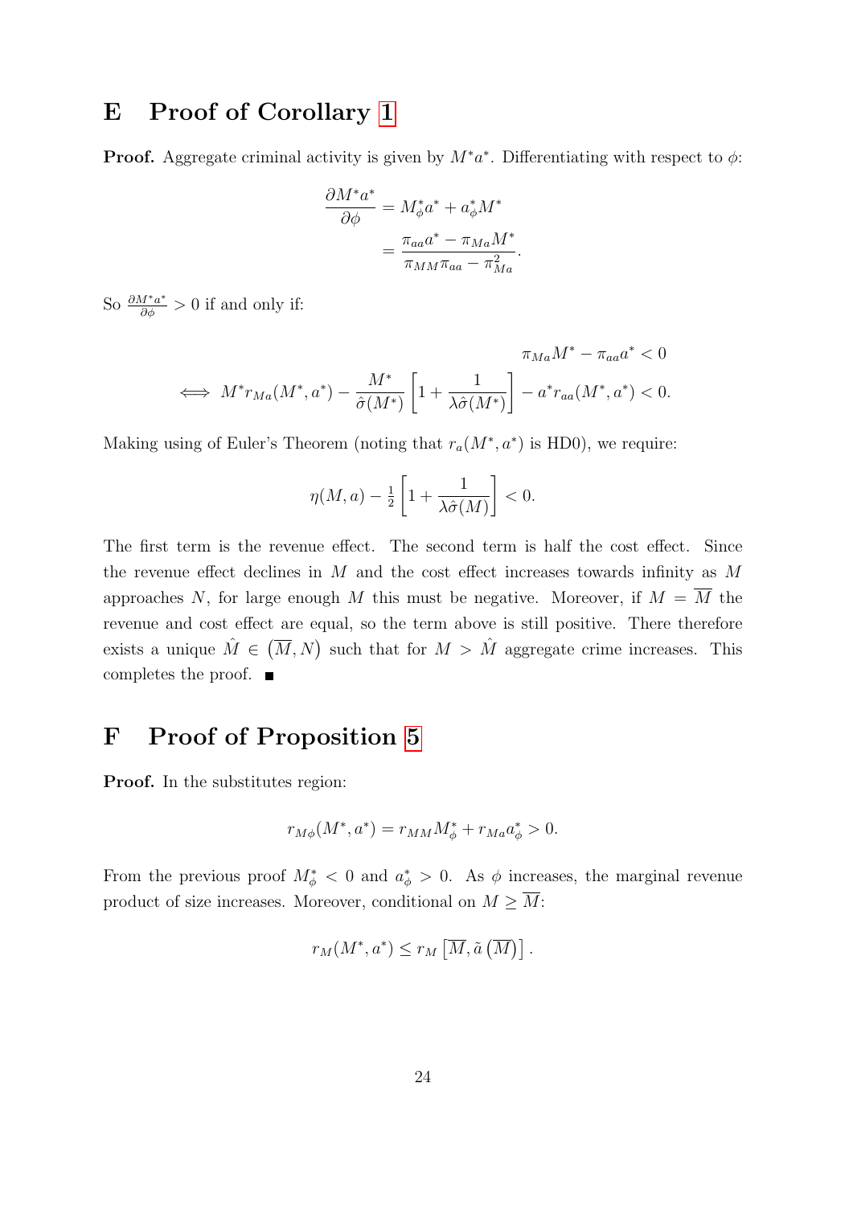# E Proof of Corollary 1

**Proof.** Aggregate criminal activity is given by $M^*a^*$. Differentiating with respect to $\phi$:

$$\frac{\partial M^*a^*}{\partial \phi} = M^*_\phi a^* + a^*_\phi M^*$$
$$= \frac{\pi_{aa}a^* - \pi_{Ma}M^*}{\pi_{MM}\pi_{aa} - \pi^2_{Ma}}.$$

So $\frac{\partial M^*a^*}{\partial \phi} > 0$ if and only if:

$$\pi_{Ma}M^* - \pi_{aa}a^* < 0$$
$$\iff M^* r_{Ma}(M^*, a^*) - \frac{M^*}{\hat{\sigma}(M^*)}\left[1 + \frac{1}{\lambda\hat{\sigma}(M^*)}\right] - a^* r_{aa}(M^*, a^*) < 0.$$

Making using of Euler's Theorem (noting that $r_a(M^*, a^*)$ is HD0), we require:

$$\eta(M, a) - \tfrac{1}{2}\left[1 + \frac{1}{\lambda\hat{\sigma}(M)}\right] < 0.$$

The first term is the revenue effect. The second term is half the cost effect. Since the revenue effect declines in $M$ and the cost effect increases towards infinity as $M$ approaches $N$, for large enough $M$ this must be negative. Moreover, if $M = \overline{M}$ the revenue and cost effect are equal, so the term above is still positive. There therefore exists a unique $\hat{M} \in (\overline{M}, N)$ such that for $M > \hat{M}$ aggregate crime increases. This completes the proof. ■

# F Proof of Proposition 5

**Proof.** In the substitutes region:

$$r_{M\phi}(M^*, a^*) = r_{MM}M^*_\phi + r_{Ma}a^*_\phi > 0.$$

From the previous proof $M^*_\phi < 0$ and $a^*_\phi > 0$. As $\phi$ increases, the marginal revenue product of size increases. Moreover, conditional on $M \geq \overline{M}$:

$$r_M(M^*, a^*) \leq r_M\left[\overline{M}, \tilde{a}\left(\overline{M}\right)\right].$$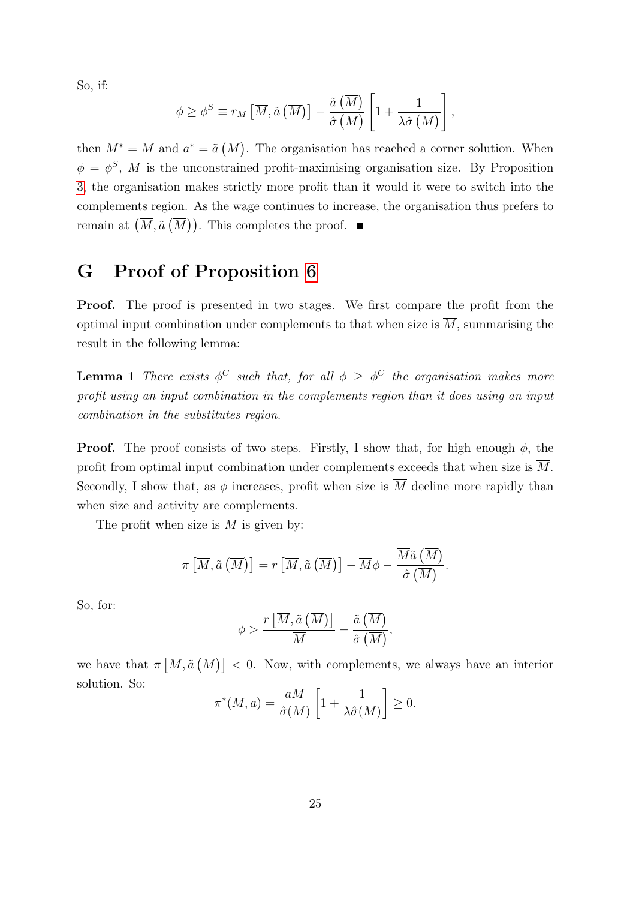So, if:

$$\phi \geq \phi^S \equiv r_M \left[\overline{M}, \tilde{a}\left(\overline{M}\right)\right] - \frac{\tilde{a}\left(\overline{M}\right)}{\hat{\sigma}\left(\overline{M}\right)} \left[1 + \frac{1}{\lambda \hat{\sigma}\left(\overline{M}\right)}\right],$$

then $M^* = \overline{M}$ and $a^* = \tilde{a}\left(\overline{M}\right)$. The organisation has reached a corner solution. When $\phi = \phi^S$, $\overline{M}$ is the unconstrained profit-maximising organisation size. By Proposition 3, the organisation makes strictly more profit than it would it were to switch into the complements region. As the wage continues to increase, the organisation thus prefers to remain at $\left(\overline{M}, \tilde{a}\left(\overline{M}\right)\right)$. This completes the proof. ■

# G Proof of Proposition 6

**Proof.** The proof is presented in two stages. We first compare the profit from the optimal input combination under complements to that when size is $\overline{M}$, summarising the result in the following lemma:

**Lemma 1** *There exists $\phi^C$ such that, for all $\phi \geq \phi^C$ the organisation makes more profit using an input combination in the complements region than it does using an input combination in the substitutes region.*

**Proof.** The proof consists of two steps. Firstly, I show that, for high enough $\phi$, the profit from optimal input combination under complements exceeds that when size is $\overline{M}$. Secondly, I show that, as $\phi$ increases, profit when size is $\overline{M}$ decline more rapidly than when size and activity are complements.

The profit when size is $\overline{M}$ is given by:

$$\pi\left[\overline{M}, \tilde{a}\left(\overline{M}\right)\right] = r\left[\overline{M}, \tilde{a}\left(\overline{M}\right)\right] - \overline{M}\phi - \frac{\overline{M}\tilde{a}\left(\overline{M}\right)}{\hat{\sigma}\left(\overline{M}\right)}.$$

So, for:

$$\phi > \frac{r\left[\overline{M}, \tilde{a}\left(\overline{M}\right)\right]}{\overline{M}} - \frac{\tilde{a}\left(\overline{M}\right)}{\hat{\sigma}\left(\overline{M}\right)},$$

we have that $\pi\left[\overline{M}, \tilde{a}\left(\overline{M}\right)\right] < 0$. Now, with complements, we always have an interior solution. So:

$$\pi^*(M, a) = \frac{aM}{\hat{\sigma}(M)}\left[1 + \frac{1}{\lambda \hat{\sigma}(M)}\right] \geq 0.$$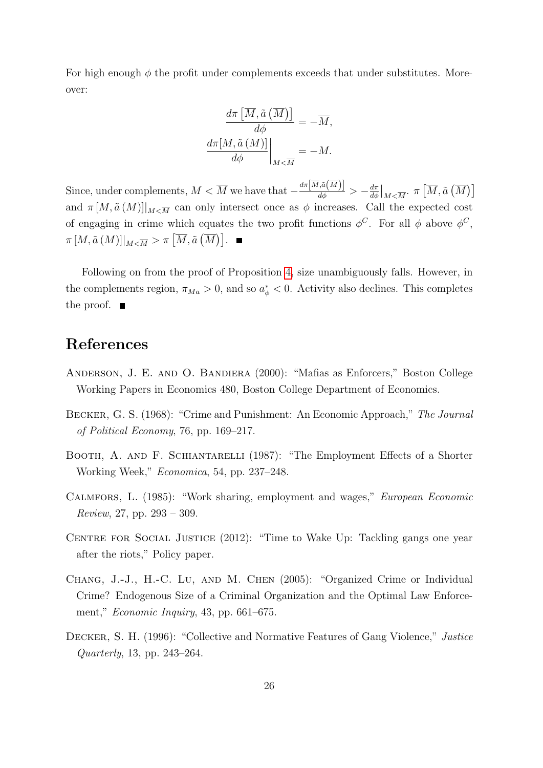For high enough $\phi$ the profit under complements exceeds that under substitutes. Moreover:

$$\frac{d\pi\left[\overline{M}, \tilde{a}\left(\overline{M}\right)\right]}{d\phi} = -\overline{M},$$

$$\left.\frac{d\pi[M, \tilde{a}\left(M\right)]}{d\phi}\right|_{M<\overline{M}} = -M.$$

Since, under complements, $M < \overline{M}$ we have that $-\frac{d\pi\left[\overline{M},\tilde{a}\left(\overline{M}\right)\right]}{d\phi} > -\frac{d\pi}{d\phi}\big|_{M<\overline{M}}$. $\pi\left[\overline{M}, \tilde{a}\left(\overline{M}\right)\right]$ and $\pi\left[M, \tilde{a}\left(M\right)\right]\big|_{M<\overline{M}}$ can only intersect once as $\phi$ increases. Call the expected cost of engaging in crime which equates the two profit functions $\phi^C$. For all $\phi$ above $\phi^C$, $\pi\left[M, \tilde{a}\left(M\right)\right]\big|_{M<\overline{M}} > \pi\left[\overline{M}, \tilde{a}\left(\overline{M}\right)\right]$. ■

Following on from the proof of Proposition 4, size unambiguously falls. However, in the complements region, $\pi_{Ma} > 0$, and so $a^*_\phi < 0$. Activity also declines. This completes the proof. ■

## References

Anderson, J. E. and O. Bandiera (2000): "Mafias as Enforcers," Boston College Working Papers in Economics 480, Boston College Department of Economics.

Becker, G. S. (1968): "Crime and Punishment: An Economic Approach," *The Journal of Political Economy*, 76, pp. 169–217.

Booth, A. and F. Schiantarelli (1987): "The Employment Effects of a Shorter Working Week," *Economica*, 54, pp. 237–248.

Calmfors, L. (1985): "Work sharing, employment and wages," *European Economic Review*, 27, pp. 293 – 309.

Centre for Social Justice (2012): "Time to Wake Up: Tackling gangs one year after the riots," Policy paper.

Chang, J.-J., H.-C. Lu, and M. Chen (2005): "Organized Crime or Individual Crime? Endogenous Size of a Criminal Organization and the Optimal Law Enforcement," *Economic Inquiry*, 43, pp. 661–675.

Decker, S. H. (1996): "Collective and Normative Features of Gang Violence," *Justice Quarterly*, 13, pp. 243–264.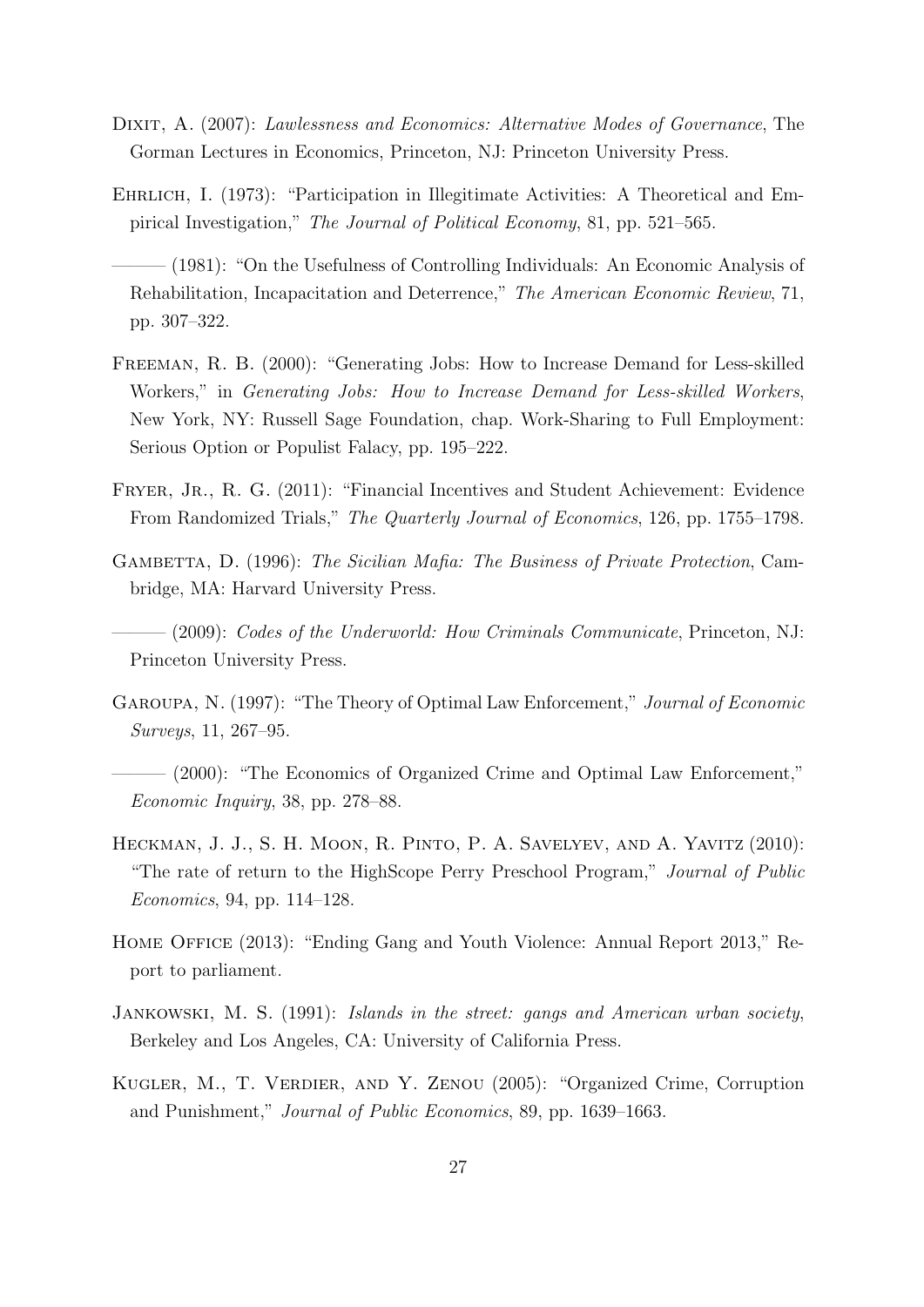Dixit, A. (2007): *Lawlessness and Economics: Alternative Modes of Governance*, The Gorman Lectures in Economics, Princeton, NJ: Princeton University Press.

Ehrlich, I. (1973): "Participation in Illegitimate Activities: A Theoretical and Empirical Investigation," *The Journal of Political Economy*, 81, pp. 521–565.

——— (1981): "On the Usefulness of Controlling Individuals: An Economic Analysis of Rehabilitation, Incapacitation and Deterrence," *The American Economic Review*, 71, pp. 307–322.

Freeman, R. B. (2000): "Generating Jobs: How to Increase Demand for Less-skilled Workers," in *Generating Jobs: How to Increase Demand for Less-skilled Workers*, New York, NY: Russell Sage Foundation, chap. Work-Sharing to Full Employment: Serious Option or Populist Falacy, pp. 195–222.

Fryer, Jr., R. G. (2011): "Financial Incentives and Student Achievement: Evidence From Randomized Trials," *The Quarterly Journal of Economics*, 126, pp. 1755–1798.

Gambetta, D. (1996): *The Sicilian Mafia: The Business of Private Protection*, Cambridge, MA: Harvard University Press.

——— (2009): *Codes of the Underworld: How Criminals Communicate*, Princeton, NJ: Princeton University Press.

Garoupa, N. (1997): "The Theory of Optimal Law Enforcement," *Journal of Economic Surveys*, 11, 267–95.

——— (2000): "The Economics of Organized Crime and Optimal Law Enforcement," *Economic Inquiry*, 38, pp. 278–88.

Heckman, J. J., S. H. Moon, R. Pinto, P. A. Savelyev, and A. Yavitz (2010): "The rate of return to the HighScope Perry Preschool Program," *Journal of Public Economics*, 94, pp. 114–128.

Home Office (2013): "Ending Gang and Youth Violence: Annual Report 2013," Report to parliament.

Jankowski, M. S. (1991): *Islands in the street: gangs and American urban society*, Berkeley and Los Angeles, CA: University of California Press.

Kugler, M., T. Verdier, and Y. Zenou (2005): "Organized Crime, Corruption and Punishment," *Journal of Public Economics*, 89, pp. 1639–1663.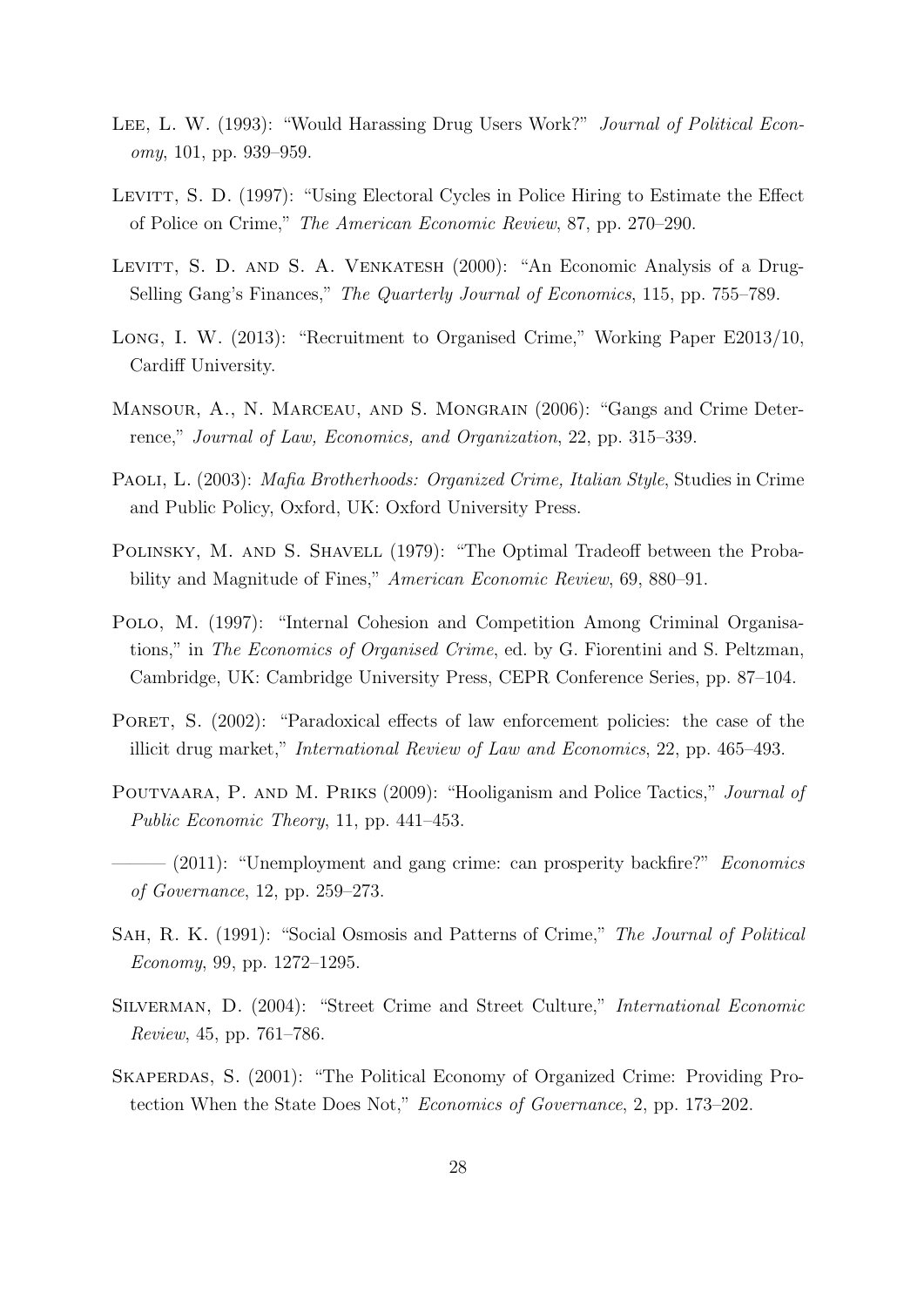Lee, L. W. (1993): "Would Harassing Drug Users Work?" *Journal of Political Economy*, 101, pp. 939–959.

Levitt, S. D. (1997): "Using Electoral Cycles in Police Hiring to Estimate the Effect of Police on Crime," *The American Economic Review*, 87, pp. 270–290.

Levitt, S. D. and S. A. Venkatesh (2000): "An Economic Analysis of a Drug-Selling Gang's Finances," *The Quarterly Journal of Economics*, 115, pp. 755–789.

Long, I. W. (2013): "Recruitment to Organised Crime," Working Paper E2013/10, Cardiff University.

Mansour, A., N. Marceau, and S. Mongrain (2006): "Gangs and Crime Deterrence," *Journal of Law, Economics, and Organization*, 22, pp. 315–339.

Paoli, L. (2003): *Mafia Brotherhoods: Organized Crime, Italian Style*, Studies in Crime and Public Policy, Oxford, UK: Oxford University Press.

Polinsky, M. and S. Shavell (1979): "The Optimal Tradeoff between the Probability and Magnitude of Fines," *American Economic Review*, 69, 880–91.

Polo, M. (1997): "Internal Cohesion and Competition Among Criminal Organisations," in *The Economics of Organised Crime*, ed. by G. Fiorentini and S. Peltzman, Cambridge, UK: Cambridge University Press, CEPR Conference Series, pp. 87–104.

Poret, S. (2002): "Paradoxical effects of law enforcement policies: the case of the illicit drug market," *International Review of Law and Economics*, 22, pp. 465–493.

Poutvaara, P. and M. Priks (2009): "Hooliganism and Police Tactics," *Journal of Public Economic Theory*, 11, pp. 441–453.

——— (2011): "Unemployment and gang crime: can prosperity backfire?" *Economics of Governance*, 12, pp. 259–273.

Sah, R. K. (1991): "Social Osmosis and Patterns of Crime," *The Journal of Political Economy*, 99, pp. 1272–1295.

Silverman, D. (2004): "Street Crime and Street Culture," *International Economic Review*, 45, pp. 761–786.

Skaperdas, S. (2001): "The Political Economy of Organized Crime: Providing Protection When the State Does Not," *Economics of Governance*, 2, pp. 173–202.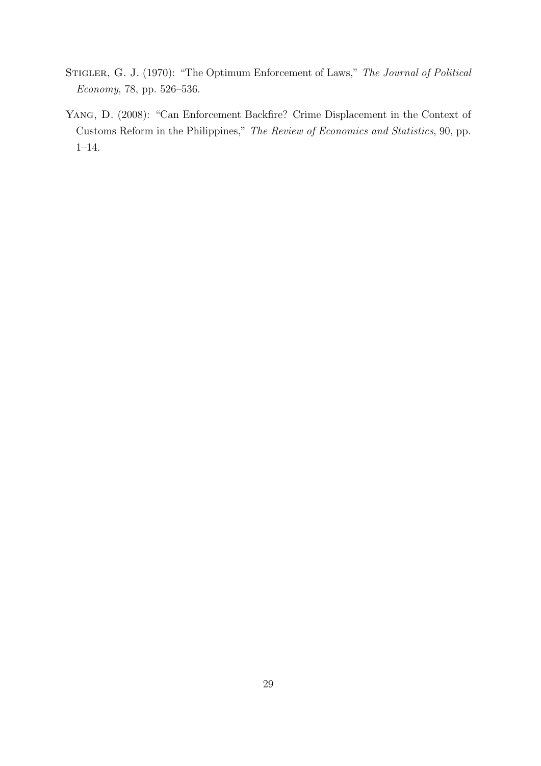Stigler, G. J. (1970): "The Optimum Enforcement of Laws," *The Journal of Political Economy*, 78, pp. 526–536.

Yang, D. (2008): "Can Enforcement Backfire? Crime Displacement in the Context of Customs Reform in the Philippines," *The Review of Economics and Statistics*, 90, pp. 1–14.